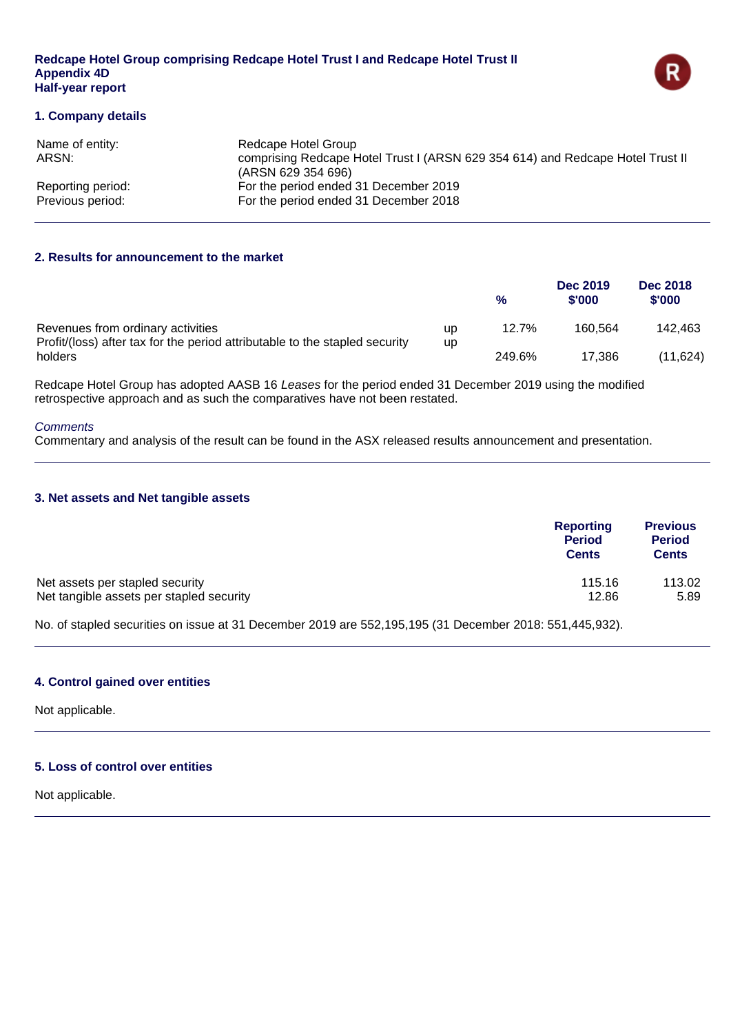**Redcape Hotel Group comprising Redcape Hotel Trust I and Redcape Hotel Trust II**
**Appendix 4D**
**Half-year report**

## 1. Company details

| | |
|---|---|
| Name of entity: | Redcape Hotel Group |
| ARSN: | comprising Redcape Hotel Trust I (ARSN 629 354 614) and Redcape Hotel Trust II (ARSN 629 354 696) |
| Reporting period: | For the period ended 31 December 2019 |
| Previous period: | For the period ended 31 December 2018 |

## 2. Results for announcement to the market

| | | % | Dec 2019 $'000 | Dec 2018 $'000 |
|---|---|---|---|---|
| Revenues from ordinary activities | up | 12.7% | 160,564 | 142,463 |
| Profit/(loss) after tax for the period attributable to the stapled security holders | up | 249.6% | 17,386 | (11,624) |

Redcape Hotel Group has adopted AASB 16 *Leases* for the period ended 31 December 2019 using the modified retrospective approach and as such the comparatives have not been restated.

*Comments*
Commentary and analysis of the result can be found in the ASX released results announcement and presentation.

## 3. Net assets and Net tangible assets

| | Reporting Period Cents | Previous Period Cents |
|---|---|---|
| Net assets per stapled security | 115.16 | 113.02 |
| Net tangible assets per stapled security | 12.86 | 5.89 |

No. of stapled securities on issue at 31 December 2019 are 552,195,195 (31 December 2018: 551,445,932).

## 4. Control gained over entities

Not applicable.

## 5. Loss of control over entities

Not applicable.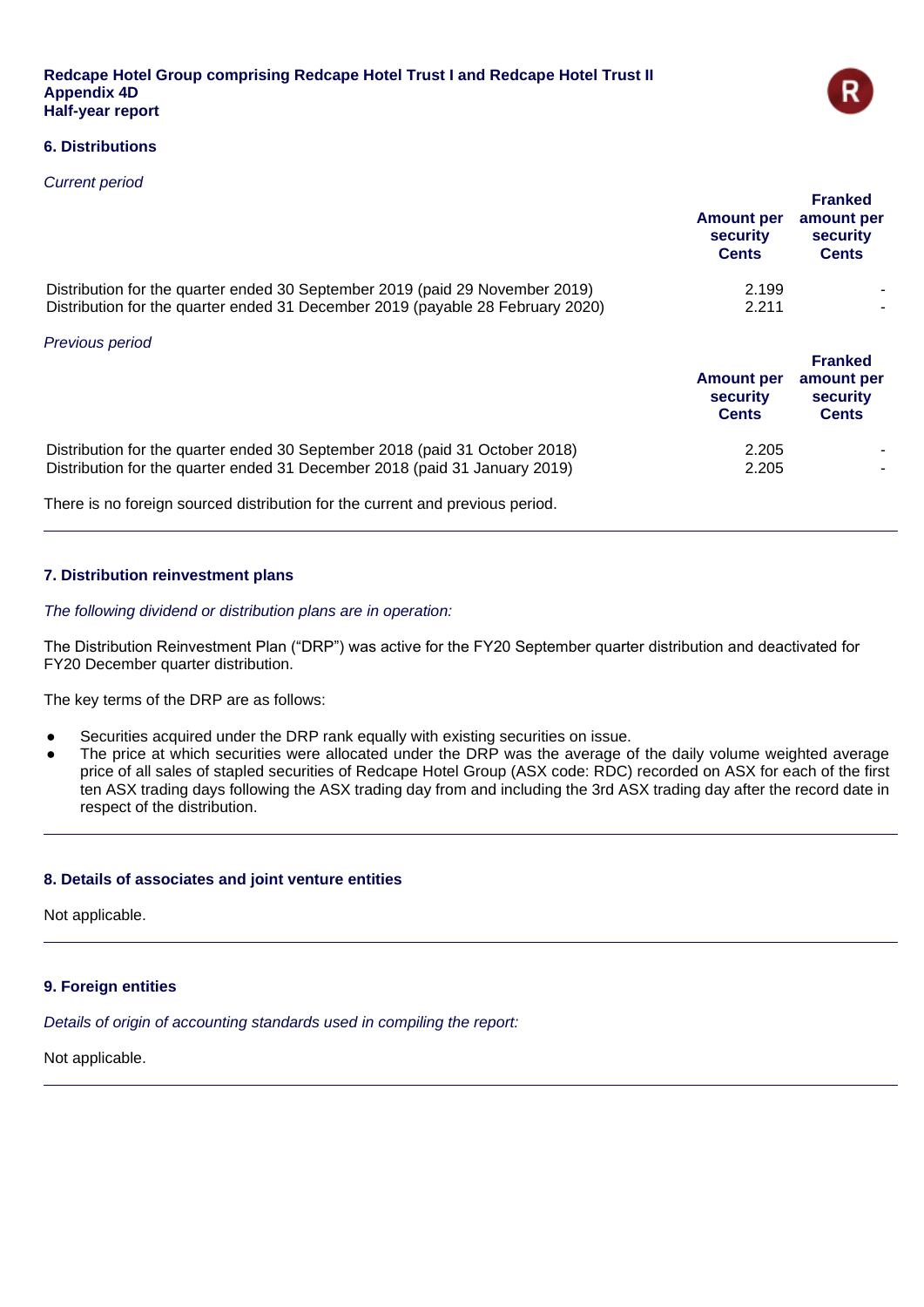**Redcape Hotel Group comprising Redcape Hotel Trust I and Redcape Hotel Trust II**
**Appendix 4D**
**Half-year report**

## 6. Distributions

*Current period*

| | Amount per security Cents | Franked amount per security Cents |
|---|---|---|
| Distribution for the quarter ended 30 September 2019 (paid 29 November 2019) | 2.199 | - |
| Distribution for the quarter ended 31 December 2019 (payable 28 February 2020) | 2.211 | - |

*Previous period*

| | Amount per security Cents | Franked amount per security Cents |
|---|---|---|
| Distribution for the quarter ended 30 September 2018 (paid 31 October 2018) | 2.205 | - |
| Distribution for the quarter ended 31 December 2018 (paid 31 January 2019) | 2.205 | - |

There is no foreign sourced distribution for the current and previous period.

## 7. Distribution reinvestment plans

*The following dividend or distribution plans are in operation:*

The Distribution Reinvestment Plan ("DRP") was active for the FY20 September quarter distribution and deactivated for FY20 December quarter distribution.

The key terms of the DRP are as follows:

- Securities acquired under the DRP rank equally with existing securities on issue.
- The price at which securities were allocated under the DRP was the average of the daily volume weighted average price of all sales of stapled securities of Redcape Hotel Group (ASX code: RDC) recorded on ASX for each of the first ten ASX trading days following the ASX trading day from and including the 3rd ASX trading day after the record date in respect of the distribution.

## 8. Details of associates and joint venture entities

Not applicable.

## 9. Foreign entities

*Details of origin of accounting standards used in compiling the report:*

Not applicable.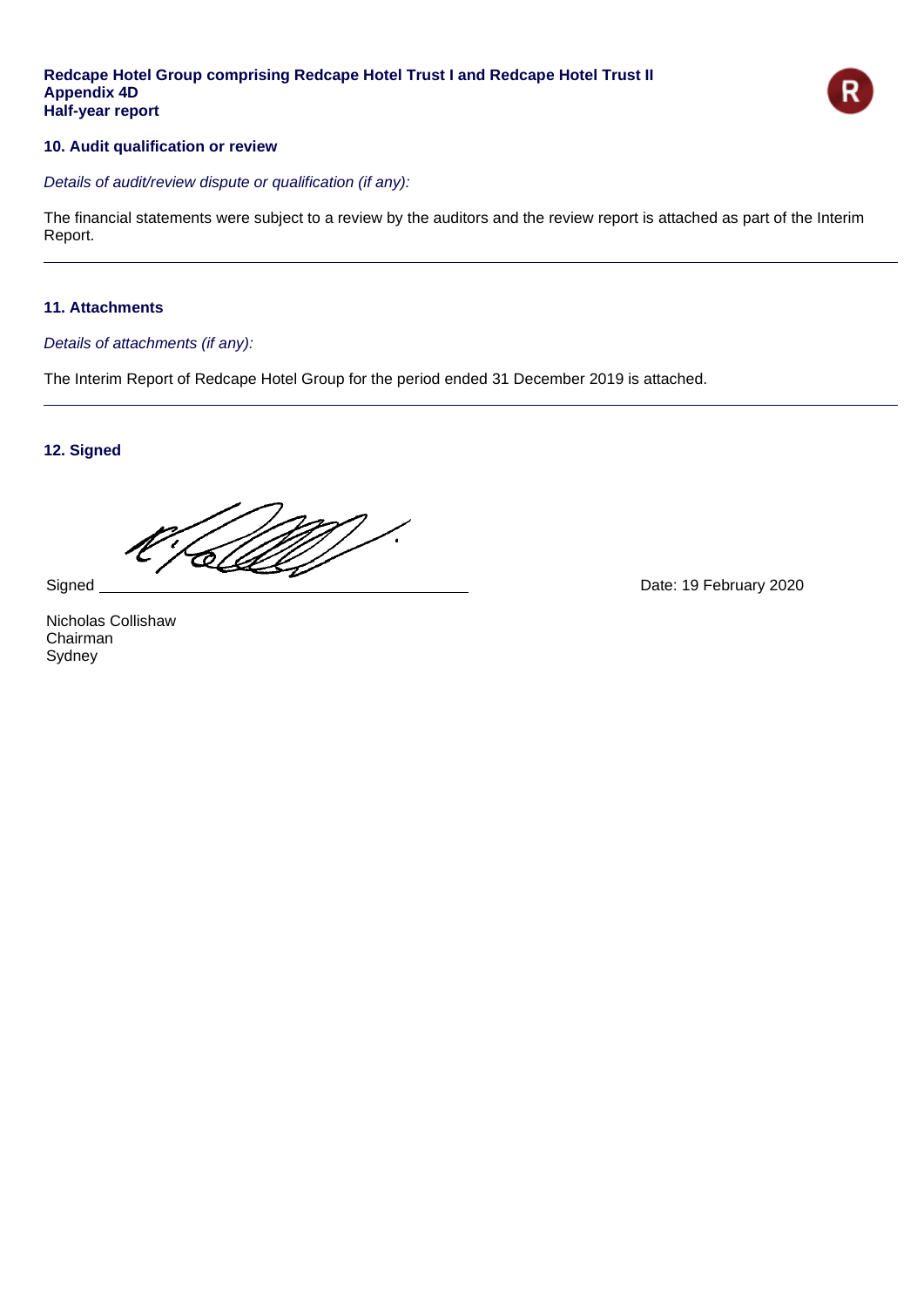**Redcape Hotel Group comprising Redcape Hotel Trust I and Redcape Hotel Trust II**
**Appendix 4D**
**Half-year report**

### 10. Audit qualification or review

*Details of audit/review dispute or qualification (if any):*

The financial statements were subject to a review by the auditors and the review report is attached as part of the Interim Report.

---

### 11. Attachments

*Details of attachments (if any):*

The Interim Report of Redcape Hotel Group for the period ended 31 December 2019 is attached.

---

### 12. Signed

Signed ______________________________ Date: 19 February 2020

Nicholas Collishaw
Chairman
Sydney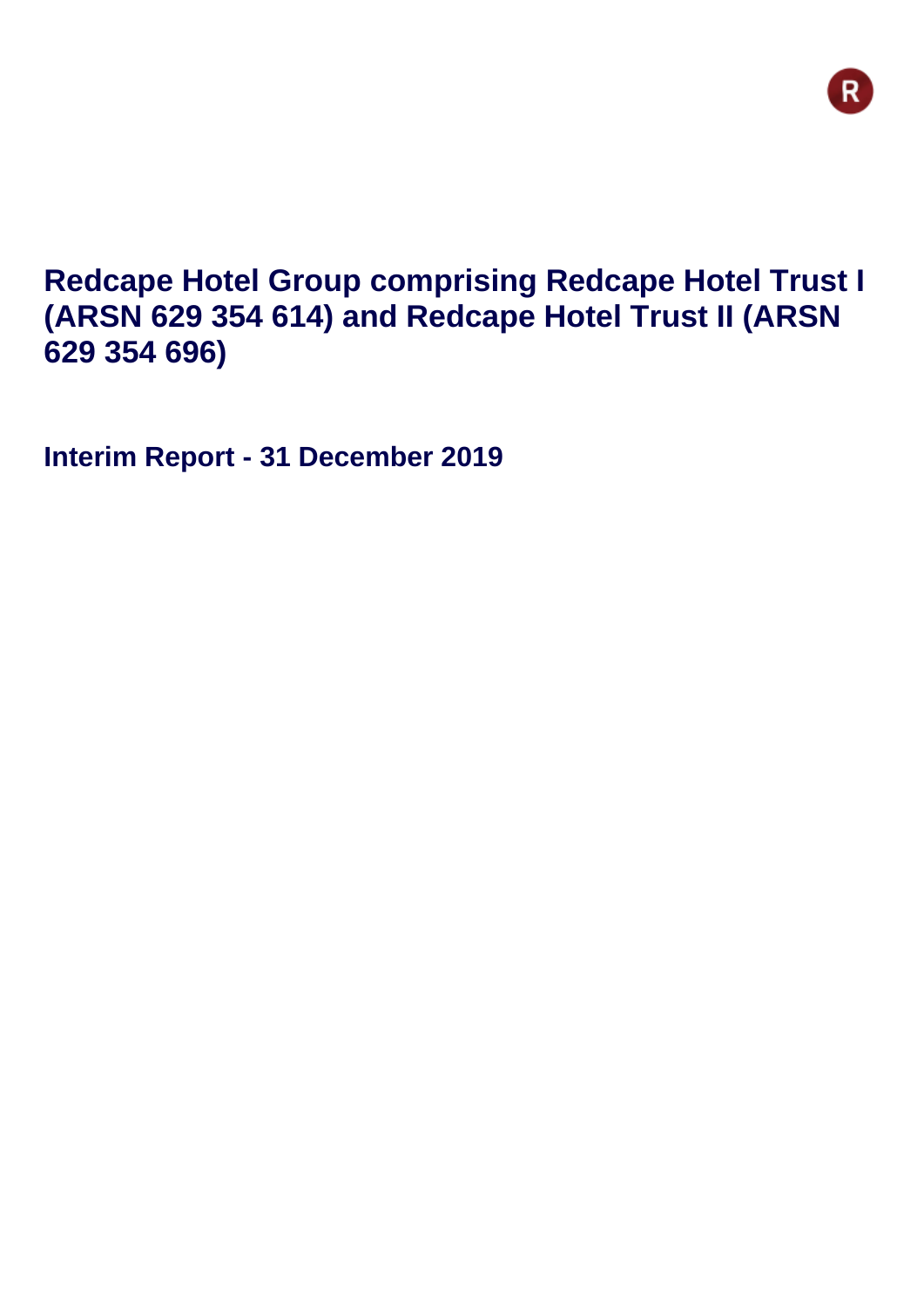# Redcape Hotel Group comprising Redcape Hotel Trust I (ARSN 629 354 614) and Redcape Hotel Trust II (ARSN 629 354 696)

## Interim Report - 31 December 2019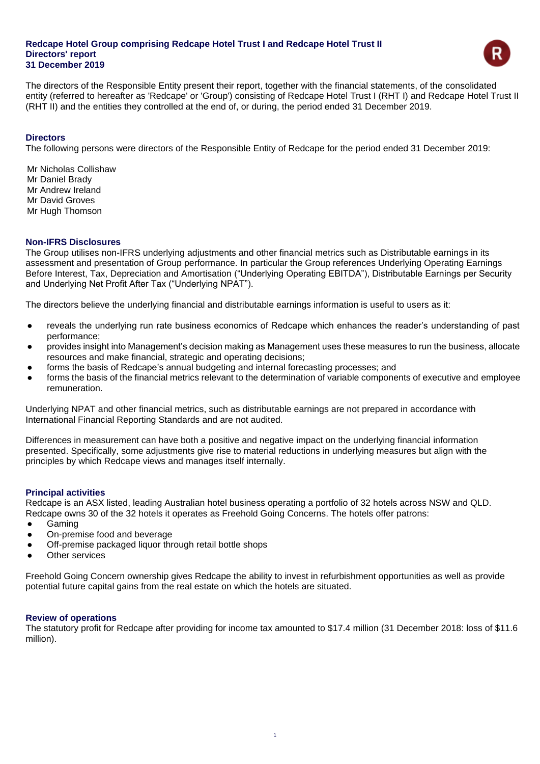**Redcape Hotel Group comprising Redcape Hotel Trust I and Redcape Hotel Trust II**
**Directors' report**
**31 December 2019**

The directors of the Responsible Entity present their report, together with the financial statements, of the consolidated entity (referred to hereafter as 'Redcape' or 'Group') consisting of Redcape Hotel Trust I (RHT I) and Redcape Hotel Trust II (RHT II) and the entities they controlled at the end of, or during, the period ended 31 December 2019.

## Directors

The following persons were directors of the Responsible Entity of Redcape for the period ended 31 December 2019:

Mr Nicholas Collishaw
Mr Daniel Brady
Mr Andrew Ireland
Mr David Groves
Mr Hugh Thomson

## Non-IFRS Disclosures

The Group utilises non-IFRS underlying adjustments and other financial metrics such as Distributable earnings in its assessment and presentation of Group performance. In particular the Group references Underlying Operating Earnings Before Interest, Tax, Depreciation and Amortisation ("Underlying Operating EBITDA"), Distributable Earnings per Security and Underlying Net Profit After Tax ("Underlying NPAT").

The directors believe the underlying financial and distributable earnings information is useful to users as it:

- reveals the underlying run rate business economics of Redcape which enhances the reader's understanding of past performance;
- provides insight into Management's decision making as Management uses these measures to run the business, allocate resources and make financial, strategic and operating decisions;
- forms the basis of Redcape's annual budgeting and internal forecasting processes; and
- forms the basis of the financial metrics relevant to the determination of variable components of executive and employee remuneration.

Underlying NPAT and other financial metrics, such as distributable earnings are not prepared in accordance with International Financial Reporting Standards and are not audited.

Differences in measurement can have both a positive and negative impact on the underlying financial information presented. Specifically, some adjustments give rise to material reductions in underlying measures but align with the principles by which Redcape views and manages itself internally.

## Principal activities

Redcape is an ASX listed, leading Australian hotel business operating a portfolio of 32 hotels across NSW and QLD. Redcape owns 30 of the 32 hotels it operates as Freehold Going Concerns. The hotels offer patrons:

- Gaming
- On-premise food and beverage
- Off-premise packaged liquor through retail bottle shops
- Other services

Freehold Going Concern ownership gives Redcape the ability to invest in refurbishment opportunities as well as provide potential future capital gains from the real estate on which the hotels are situated.

## Review of operations

The statutory profit for Redcape after providing for income tax amounted to $17.4 million (31 December 2018: loss of $11.6 million).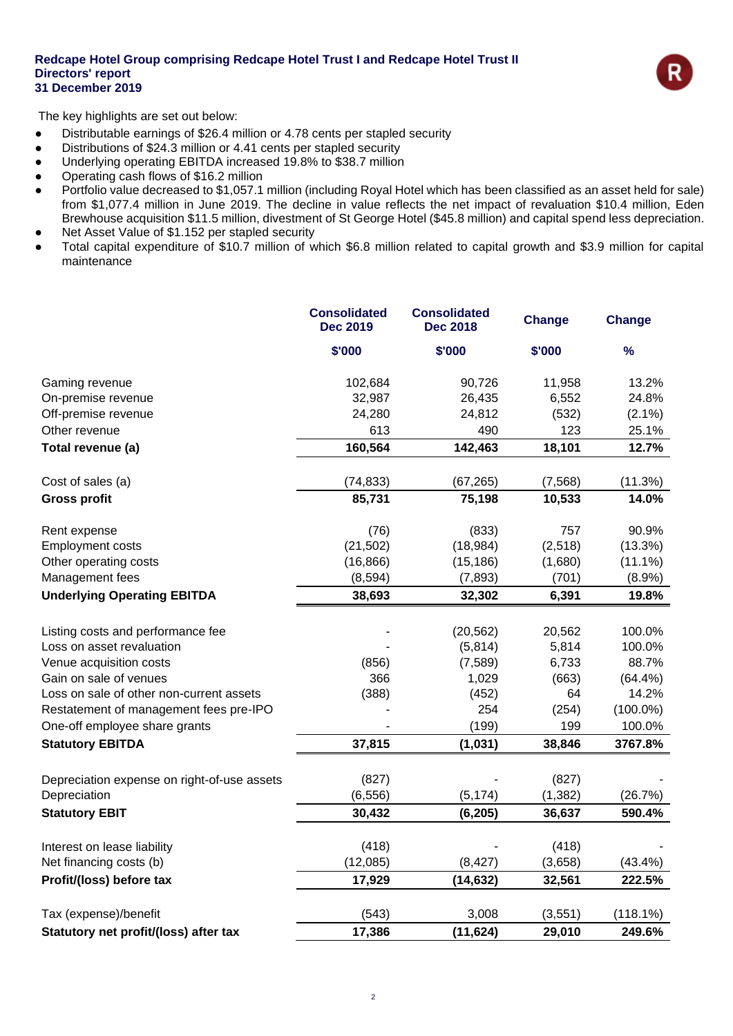The key highlights are set out below:

- Distributable earnings of $26.4 million or 4.78 cents per stapled security
- Distributions of $24.3 million or 4.41 cents per stapled security
- Underlying operating EBITDA increased 19.8% to $38.7 million
- Operating cash flows of $16.2 million
- Portfolio value decreased to $1,057.1 million (including Royal Hotel which has been classified as an asset held for sale) from $1,077.4 million in June 2019. The decline in value reflects the net impact of revaluation $10.4 million, Eden Brewhouse acquisition $11.5 million, divestment of St George Hotel ($45.8 million) and capital spend less depreciation.
- Net Asset Value of $1.152 per stapled security
- Total capital expenditure of $10.7 million of which $6.8 million related to capital growth and $3.9 million for capital maintenance

| | Consolidated Dec 2019 | Consolidated Dec 2018 | Change | Change |
|---|---|---|---|---|
| | $'000 | $'000 | $'000 | % |
| Gaming revenue | 102,684 | 90,726 | 11,958 | 13.2% |
| On-premise revenue | 32,987 | 26,435 | 6,552 | 24.8% |
| Off-premise revenue | 24,280 | 24,812 | (532) | (2.1%) |
| Other revenue | 613 | 490 | 123 | 25.1% |
| **Total revenue (a)** | **160,564** | **142,463** | **18,101** | **12.7%** |
| Cost of sales (a) | (74,833) | (67,265) | (7,568) | (11.3%) |
| **Gross profit** | **85,731** | **75,198** | **10,533** | **14.0%** |
| Rent expense | (76) | (833) | 757 | 90.9% |
| Employment costs | (21,502) | (18,984) | (2,518) | (13.3%) |
| Other operating costs | (16,866) | (15,186) | (1,680) | (11.1%) |
| Management fees | (8,594) | (7,893) | (701) | (8.9%) |
| **Underlying Operating EBITDA** | **38,693** | **32,302** | **6,391** | **19.8%** |
| Listing costs and performance fee | - | (20,562) | 20,562 | 100.0% |
| Loss on asset revaluation | - | (5,814) | 5,814 | 100.0% |
| Venue acquisition costs | (856) | (7,589) | 6,733 | 88.7% |
| Gain on sale of venues | 366 | 1,029 | (663) | (64.4%) |
| Loss on sale of other non-current assets | (388) | (452) | 64 | 14.2% |
| Restatement of management fees pre-IPO | - | 254 | (254) | (100.0%) |
| One-off employee share grants | - | (199) | 199 | 100.0% |
| **Statutory EBITDA** | **37,815** | **(1,031)** | **38,846** | **3767.8%** |
| Depreciation expense on right-of-use assets | (827) | - | (827) | - |
| Depreciation | (6,556) | (5,174) | (1,382) | (26.7%) |
| **Statutory EBIT** | **30,432** | **(6,205)** | **36,637** | **590.4%** |
| Interest on lease liability | (418) | - | (418) | - |
| Net financing costs (b) | (12,085) | (8,427) | (3,658) | (43.4%) |
| **Profit/(loss) before tax** | **17,929** | **(14,632)** | **32,561** | **222.5%** |
| Tax (expense)/benefit | (543) | 3,008 | (3,551) | (118.1%) |
| **Statutory net profit/(loss) after tax** | **17,386** | **(11,624)** | **29,010** | **249.6%** |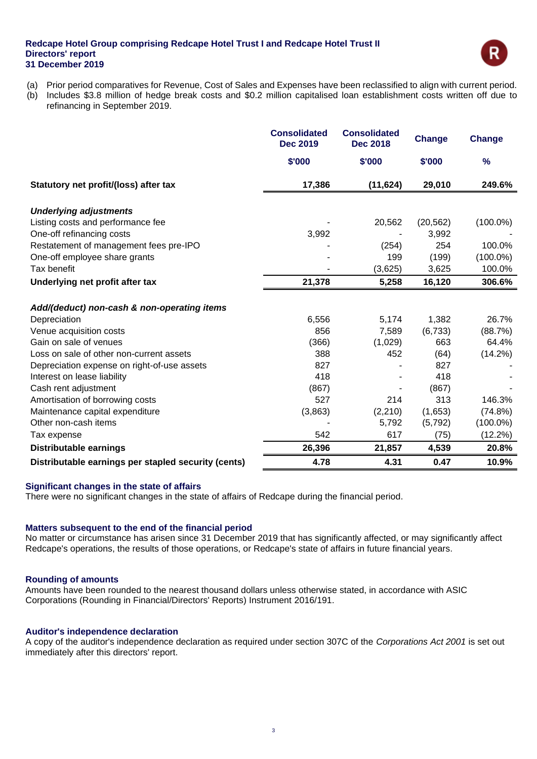(a) Prior period comparatives for Revenue, Cost of Sales and Expenses have been reclassified to align with current period.
(b) Includes $3.8 million of hedge break costs and $0.2 million capitalised loan establishment costs written off due to refinancing in September 2019.

| | Consolidated Dec 2019 | Consolidated Dec 2018 | Change | Change |
|---|---|---|---|---|
| | $'000 | $'000 | $'000 | % |
| **Statutory net profit/(loss) after tax** | **17,386** | **(11,624)** | **29,010** | **249.6%** |
| ***Underlying adjustments*** | | | | |
| Listing costs and performance fee | - | 20,562 | (20,562) | (100.0%) |
| One-off refinancing costs | 3,992 | - | 3,992 | - |
| Restatement of management fees pre-IPO | - | (254) | 254 | 100.0% |
| One-off employee share grants | - | 199 | (199) | (100.0%) |
| Tax benefit | - | (3,625) | 3,625 | 100.0% |
| **Underlying net profit after tax** | **21,378** | **5,258** | **16,120** | **306.6%** |
| ***Add/(deduct) non-cash & non-operating items*** | | | | |
| Depreciation | 6,556 | 5,174 | 1,382 | 26.7% |
| Venue acquisition costs | 856 | 7,589 | (6,733) | (88.7%) |
| Gain on sale of venues | (366) | (1,029) | 663 | 64.4% |
| Loss on sale of other non-current assets | 388 | 452 | (64) | (14.2%) |
| Depreciation expense on right-of-use assets | 827 | - | 827 | - |
| Interest on lease liability | 418 | - | 418 | - |
| Cash rent adjustment | (867) | - | (867) | - |
| Amortisation of borrowing costs | 527 | 214 | 313 | 146.3% |
| Maintenance capital expenditure | (3,863) | (2,210) | (1,653) | (74.8%) |
| Other non-cash items | - | 5,792 | (5,792) | (100.0%) |
| Tax expense | 542 | 617 | (75) | (12.2%) |
| **Distributable earnings** | **26,396** | **21,857** | **4,539** | **20.8%** |
| **Distributable earnings per stapled security (cents)** | **4.78** | **4.31** | **0.47** | **10.9%** |

## Significant changes in the state of affairs

There were no significant changes in the state of affairs of Redcape during the financial period.

## Matters subsequent to the end of the financial period

No matter or circumstance has arisen since 31 December 2019 that has significantly affected, or may significantly affect Redcape's operations, the results of those operations, or Redcape's state of affairs in future financial years.

## Rounding of amounts

Amounts have been rounded to the nearest thousand dollars unless otherwise stated, in accordance with ASIC Corporations (Rounding in Financial/Directors' Reports) Instrument 2016/191.

## Auditor's independence declaration

A copy of the auditor's independence declaration as required under section 307C of the *Corporations Act 2001* is set out immediately after this directors' report.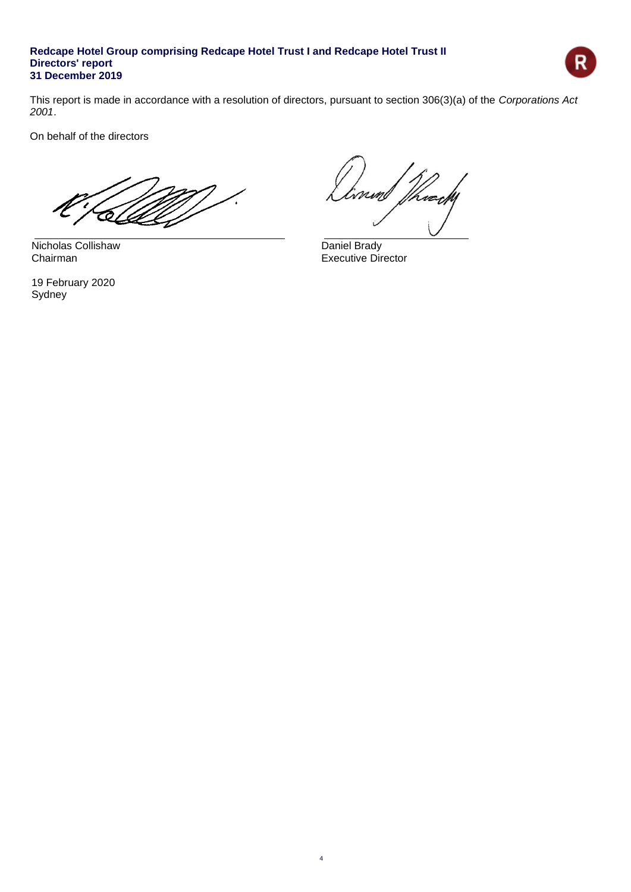This report is made in accordance with a resolution of directors, pursuant to section 306(3)(a) of the *Corporations Act 2001*.

On behalf of the directors

| | |
|---|---|
| Nicholas Collishaw | Daniel Brady |
| Chairman | Executive Director |

19 February 2020
Sydney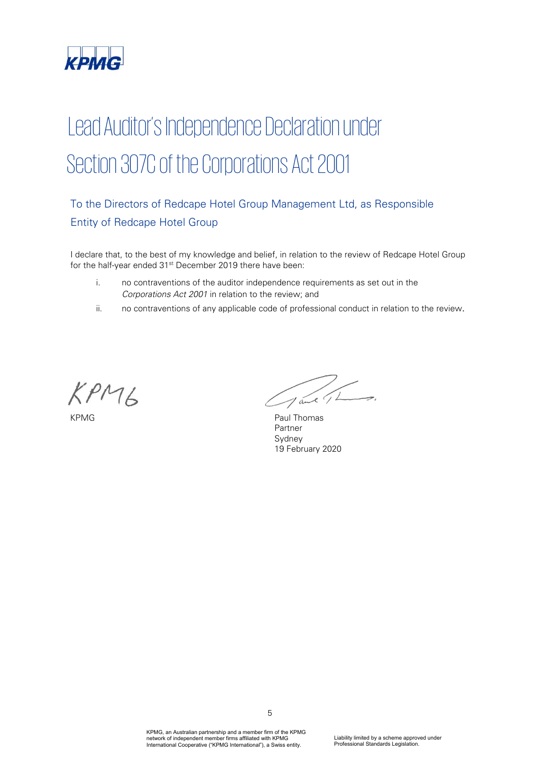# Lead Auditor's Independence Declaration under Section 307C of the Corporations Act 2001

## To the Directors of Redcape Hotel Group Management Ltd, as Responsible Entity of Redcape Hotel Group

I declare that, to the best of my knowledge and belief, in relation to the review of Redcape Hotel Group for the half-year ended 31st December 2019 there have been:

i. no contraventions of the auditor independence requirements as set out in the *Corporations Act 2001* in relation to the review; and

ii. no contraventions of any applicable code of professional conduct in relation to the review.

KPMG

KPMG

Paul Thomas
Partner
Sydney
19 February 2020

KPMG, an Australian partnership and a member firm of the KPMG network of independent member firms affiliated with KPMG International Cooperative ("KPMG International"), a Swiss entity.

Liability limited by a scheme approved under Professional Standards Legislation.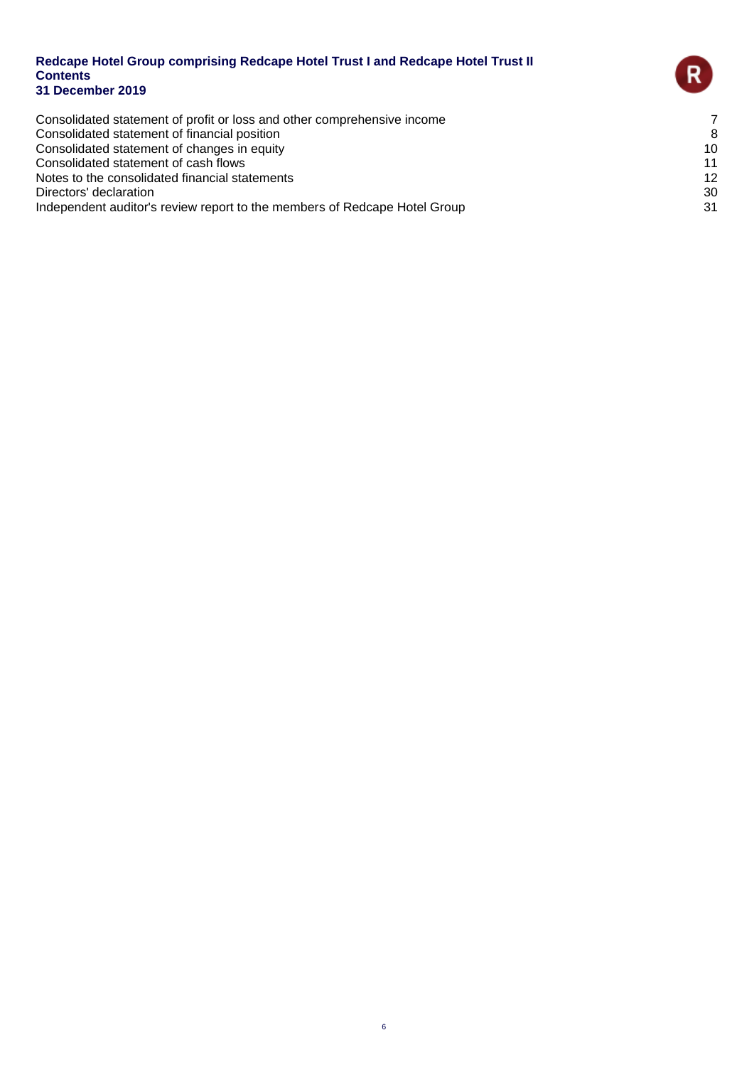**Redcape Hotel Group comprising Redcape Hotel Trust I and Redcape Hotel Trust II**
**Contents**
**31 December 2019**

| | |
|---|---|
| Consolidated statement of profit or loss and other comprehensive income | 7 |
| Consolidated statement of financial position | 8 |
| Consolidated statement of changes in equity | 10 |
| Consolidated statement of cash flows | 11 |
| Notes to the consolidated financial statements | 12 |
| Directors' declaration | 30 |
| Independent auditor's review report to the members of Redcape Hotel Group | 31 |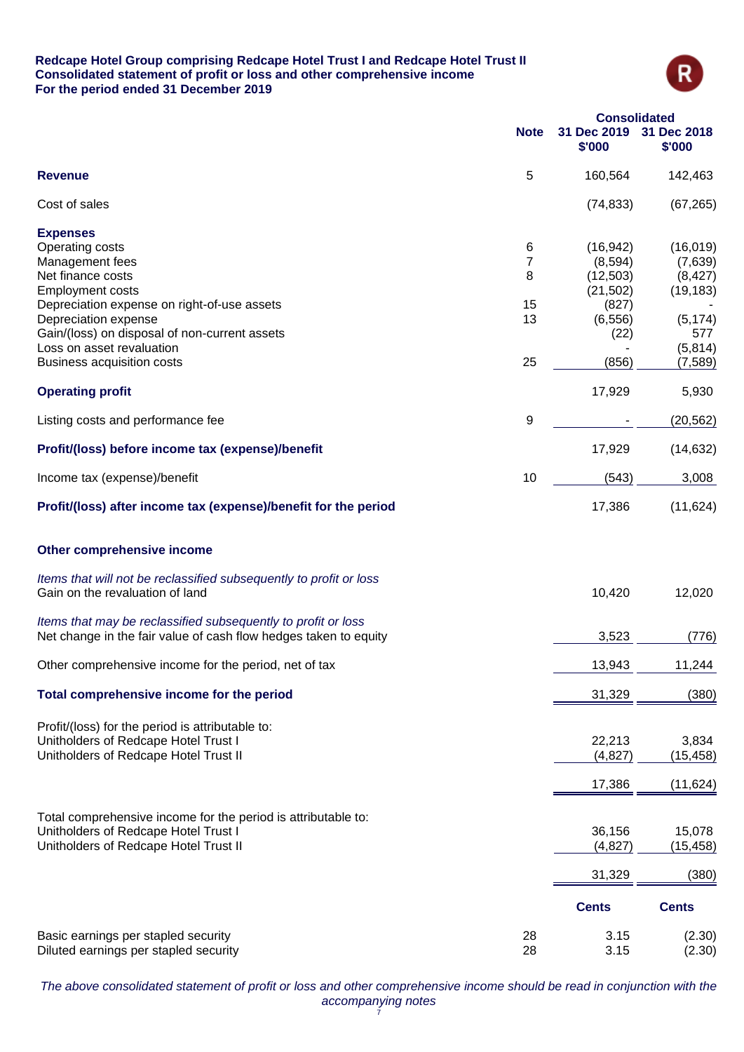**Redcape Hotel Group comprising Redcape Hotel Trust I and Redcape Hotel Trust II**
**Consolidated statement of profit or loss and other comprehensive income**
**For the period ended 31 December 2019**

| | Note | Consolidated 31 Dec 2019 $'000 | 31 Dec 2018 $'000 |
|---|---|---|---|
| **Revenue** | 5 | 160,564 | 142,463 |
| Cost of sales | | (74,833) | (67,265) |
| **Expenses** | | | |
| Operating costs | 6 | (16,942) | (16,019) |
| Management fees | 7 | (8,594) | (7,639) |
| Net finance costs | 8 | (12,503) | (8,427) |
| Employment costs | | (21,502) | (19,183) |
| Depreciation expense on right-of-use assets | 15 | (827) | - |
| Depreciation expense | 13 | (6,556) | (5,174) |
| Gain/(loss) on disposal of non-current assets | | (22) | 577 |
| Loss on asset revaluation | | - | (5,814) |
| Business acquisition costs | 25 | (856) | (7,589) |
| **Operating profit** | | 17,929 | 5,930 |
| Listing costs and performance fee | 9 | - | (20,562) |
| **Profit/(loss) before income tax (expense)/benefit** | | 17,929 | (14,632) |
| Income tax (expense)/benefit | 10 | (543) | 3,008 |
| **Profit/(loss) after income tax (expense)/benefit for the period** | | 17,386 | (11,624) |
| **Other comprehensive income** | | | |
| *Items that will not be reclassified subsequently to profit or loss* | | | |
| Gain on the revaluation of land | | 10,420 | 12,020 |
| *Items that may be reclassified subsequently to profit or loss* | | | |
| Net change in the fair value of cash flow hedges taken to equity | | 3,523 | (776) |
| Other comprehensive income for the period, net of tax | | 13,943 | 11,244 |
| **Total comprehensive income for the period** | | 31,329 | (380) |
| Profit/(loss) for the period is attributable to: | | | |
| Unitholders of Redcape Hotel Trust I | | 22,213 | 3,834 |
| Unitholders of Redcape Hotel Trust II | | (4,827) | (15,458) |
| | | 17,386 | (11,624) |
| Total comprehensive income for the period is attributable to: | | | |
| Unitholders of Redcape Hotel Trust I | | 36,156 | 15,078 |
| Unitholders of Redcape Hotel Trust II | | (4,827) | (15,458) |
| | | 31,329 | (380) |
| | | **Cents** | **Cents** |
| Basic earnings per stapled security | 28 | 3.15 | (2.30) |
| Diluted earnings per stapled security | 28 | 3.15 | (2.30) |

*The above consolidated statement of profit or loss and other comprehensive income should be read in conjunction with the accompanying notes*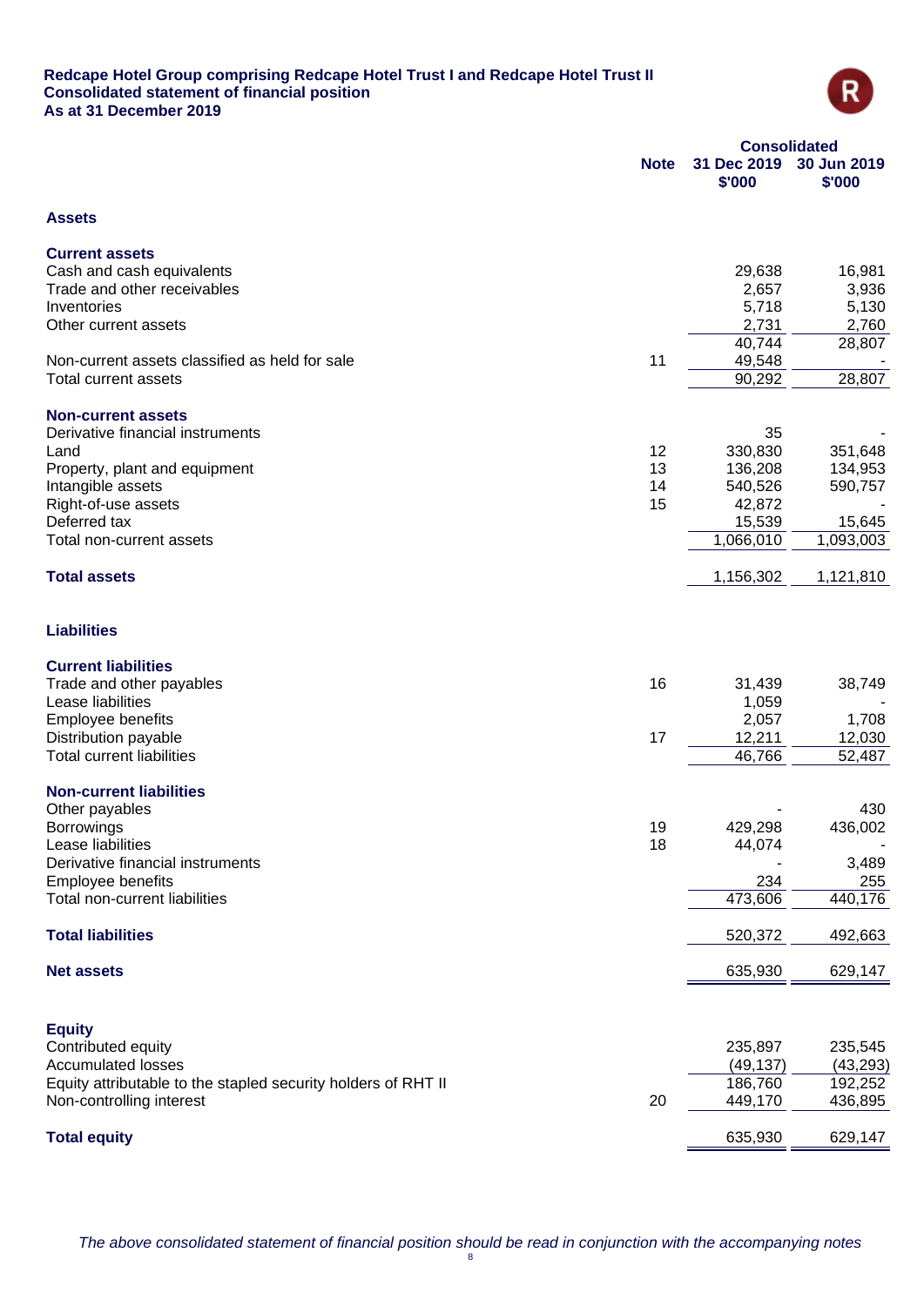**Redcape Hotel Group comprising Redcape Hotel Trust I and Redcape Hotel Trust II**
**Consolidated statement of financial position**
**As at 31 December 2019**

| | Note | Consolidated 31 Dec 2019 $'000 | 30 Jun 2019 $'000 |
|---|---|---|---|
| **Assets** | | | |
| **Current assets** | | | |
| Cash and cash equivalents | | 29,638 | 16,981 |
| Trade and other receivables | | 2,657 | 3,936 |
| Inventories | | 5,718 | 5,130 |
| Other current assets | | 2,731 | 2,760 |
| | | 40,744 | 28,807 |
| Non-current assets classified as held for sale | 11 | 49,548 | - |
| Total current assets | | 90,292 | 28,807 |
| **Non-current assets** | | | |
| Derivative financial instruments | | 35 | - |
| Land | 12 | 330,830 | 351,648 |
| Property, plant and equipment | 13 | 136,208 | 134,953 |
| Intangible assets | 14 | 540,526 | 590,757 |
| Right-of-use assets | 15 | 42,872 | - |
| Deferred tax | | 15,539 | 15,645 |
| Total non-current assets | | 1,066,010 | 1,093,003 |
| **Total assets** | | 1,156,302 | 1,121,810 |
| **Liabilities** | | | |
| **Current liabilities** | | | |
| Trade and other payables | 16 | 31,439 | 38,749 |
| Lease liabilities | | 1,059 | - |
| Employee benefits | | 2,057 | 1,708 |
| Distribution payable | 17 | 12,211 | 12,030 |
| Total current liabilities | | 46,766 | 52,487 |
| **Non-current liabilities** | | | |
| Other payables | | - | 430 |
| Borrowings | 19 | 429,298 | 436,002 |
| Lease liabilities | 18 | 44,074 | - |
| Derivative financial instruments | | - | 3,489 |
| Employee benefits | | 234 | 255 |
| Total non-current liabilities | | 473,606 | 440,176 |
| **Total liabilities** | | 520,372 | 492,663 |
| **Net assets** | | 635,930 | 629,147 |
| **Equity** | | | |
| Contributed equity | | 235,897 | 235,545 |
| Accumulated losses | | (49,137) | (43,293) |
| Equity attributable to the stapled security holders of RHT II | | 186,760 | 192,252 |
| Non-controlling interest | 20 | 449,170 | 436,895 |
| **Total equity** | | 635,930 | 629,147 |

*The above consolidated statement of financial position should be read in conjunction with the accompanying notes*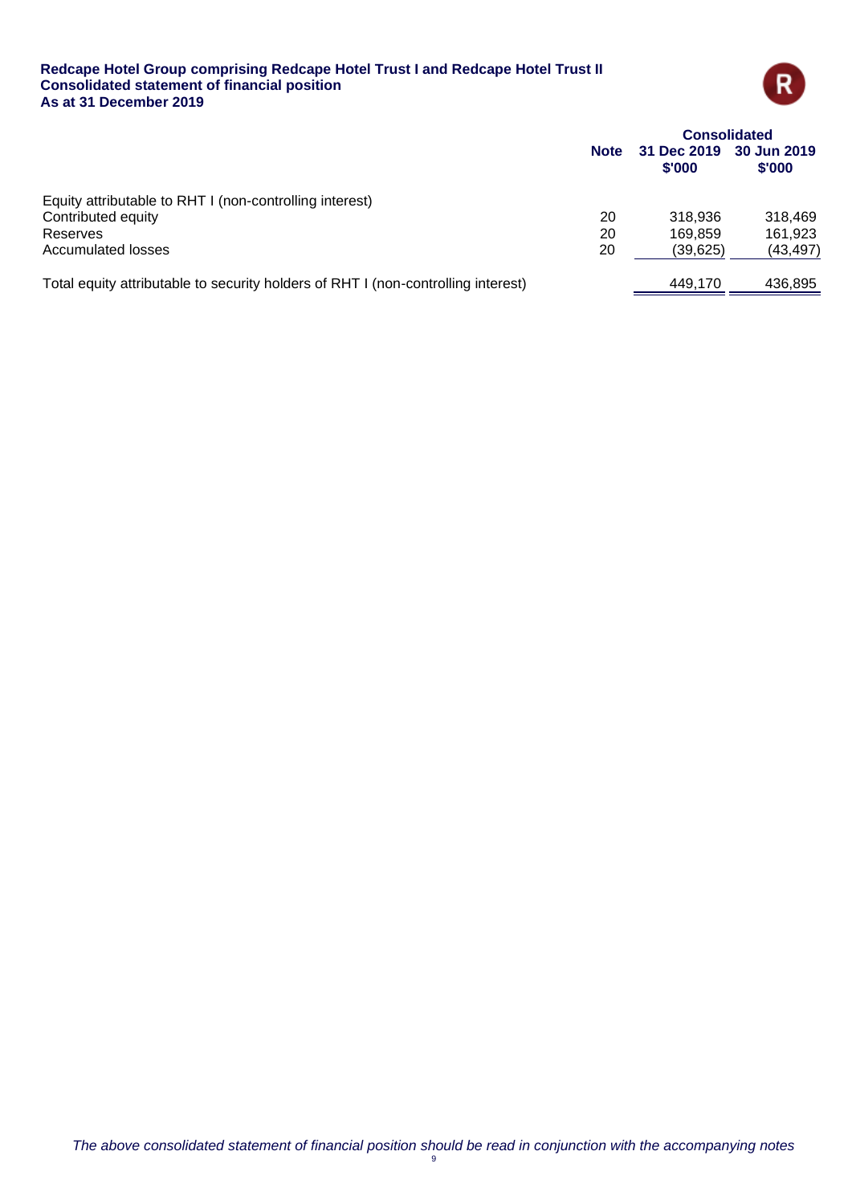**Redcape Hotel Group comprising Redcape Hotel Trust I and Redcape Hotel Trust II**
**Consolidated statement of financial position**
**As at 31 December 2019**

| | Note | Consolidated | |
|---|---|---|---|
| | | **31 Dec 2019 $'000** | **30 Jun 2019 $'000** |
| Equity attributable to RHT I (non-controlling interest) | | | |
| Contributed equity | 20 | 318,936 | 318,469 |
| Reserves | 20 | 169,859 | 161,923 |
| Accumulated losses | 20 | (39,625) | (43,497) |
| Total equity attributable to security holders of RHT I (non-controlling interest) | | 449,170 | 436,895 |

*The above consolidated statement of financial position should be read in conjunction with the accompanying notes*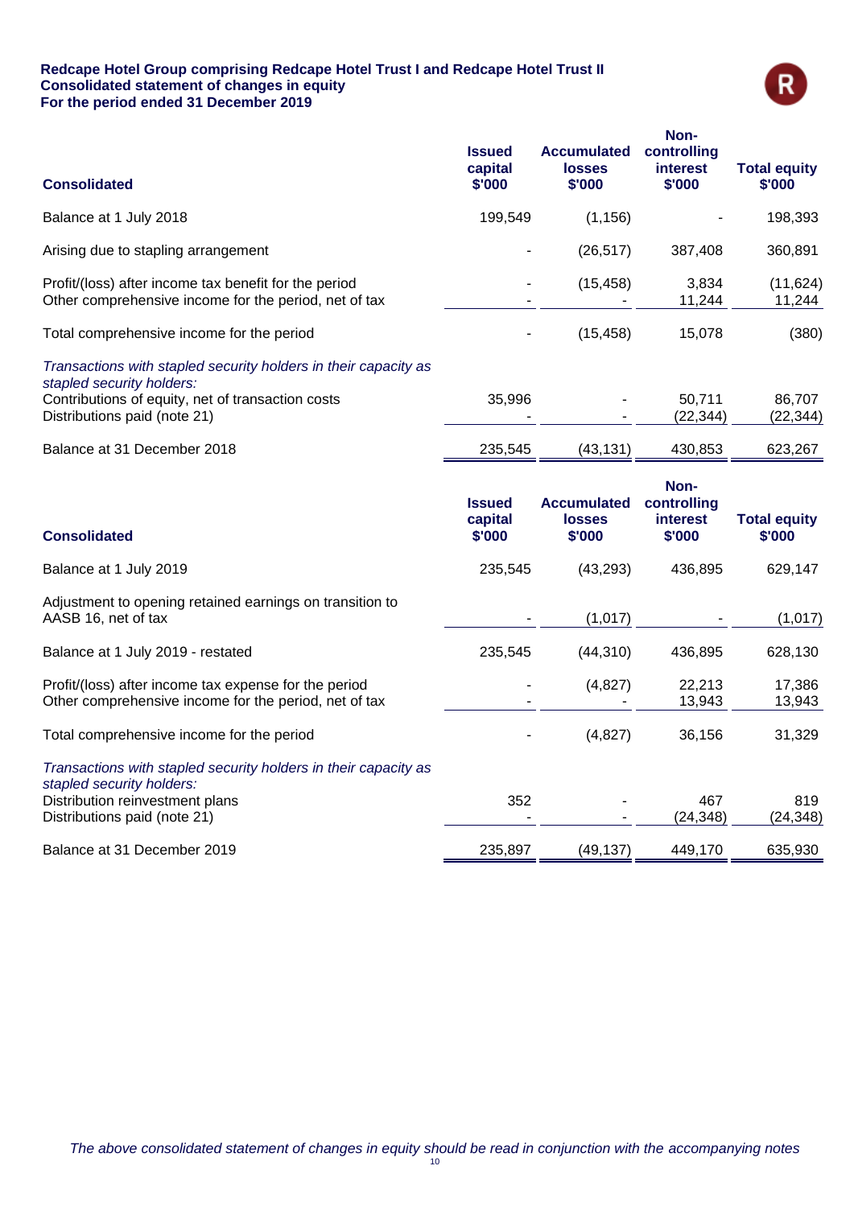**Redcape Hotel Group comprising Redcape Hotel Trust I and Redcape Hotel Trust II**
**Consolidated statement of changes in equity**
**For the period ended 31 December 2019**

| Consolidated | Issued capital $'000 | Accumulated losses $'000 | Non-controlling interest $'000 | Total equity $'000 |
|---|---|---|---|---|
| Balance at 1 July 2018 | 199,549 | (1,156) | - | 198,393 |
| Arising due to stapling arrangement | - | (26,517) | 387,408 | 360,891 |
| Profit/(loss) after income tax benefit for the period | - | (15,458) | 3,834 | (11,624) |
| Other comprehensive income for the period, net of tax | - | - | 11,244 | 11,244 |
| Total comprehensive income for the period | - | (15,458) | 15,078 | (380) |
| *Transactions with stapled security holders in their capacity as stapled security holders:* | | | | |
| Contributions of equity, net of transaction costs | 35,996 | - | 50,711 | 86,707 |
| Distributions paid (note 21) | - | - | (22,344) | (22,344) |
| Balance at 31 December 2018 | 235,545 | (43,131) | 430,853 | 623,267 |

| Consolidated | Issued capital $'000 | Accumulated losses $'000 | Non-controlling interest $'000 | Total equity $'000 |
|---|---|---|---|---|
| Balance at 1 July 2019 | 235,545 | (43,293) | 436,895 | 629,147 |
| Adjustment to opening retained earnings on transition to AASB 16, net of tax | - | (1,017) | - | (1,017) |
| Balance at 1 July 2019 - restated | 235,545 | (44,310) | 436,895 | 628,130 |
| Profit/(loss) after income tax expense for the period | - | (4,827) | 22,213 | 17,386 |
| Other comprehensive income for the period, net of tax | - | - | 13,943 | 13,943 |
| Total comprehensive income for the period | - | (4,827) | 36,156 | 31,329 |
| *Transactions with stapled security holders in their capacity as stapled security holders:* | | | | |
| Distribution reinvestment plans | 352 | - | 467 | 819 |
| Distributions paid (note 21) | - | - | (24,348) | (24,348) |
| Balance at 31 December 2019 | 235,897 | (49,137) | 449,170 | 635,930 |

*The above consolidated statement of changes in equity should be read in conjunction with the accompanying notes*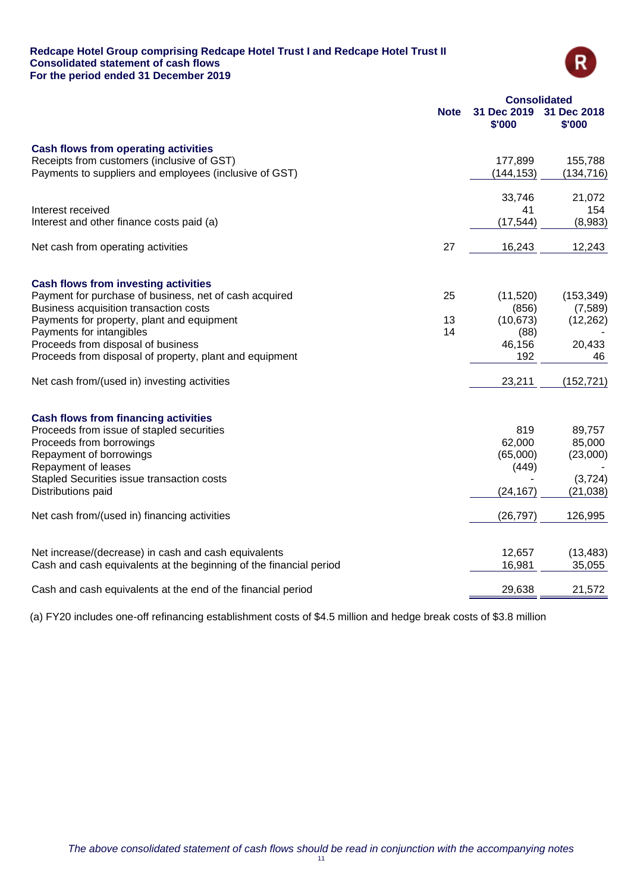**Redcape Hotel Group comprising Redcape Hotel Trust I and Redcape Hotel Trust II**
**Consolidated statement of cash flows**
**For the period ended 31 December 2019**

| | Note | Consolidated 31 Dec 2019 $'000 | 31 Dec 2018 $'000 |
|---|---|---|---|
| **Cash flows from operating activities** | | | |
| Receipts from customers (inclusive of GST) | | 177,899 | 155,788 |
| Payments to suppliers and employees (inclusive of GST) | | (144,153) | (134,716) |
| | | 33,746 | 21,072 |
| Interest received | | 41 | 154 |
| Interest and other finance costs paid (a) | | (17,544) | (8,983) |
| Net cash from operating activities | 27 | 16,243 | 12,243 |
| **Cash flows from investing activities** | | | |
| Payment for purchase of business, net of cash acquired | 25 | (11,520) | (153,349) |
| Business acquisition transaction costs | | (856) | (7,589) |
| Payments for property, plant and equipment | 13 | (10,673) | (12,262) |
| Payments for intangibles | 14 | (88) | - |
| Proceeds from disposal of business | | 46,156 | 20,433 |
| Proceeds from disposal of property, plant and equipment | | 192 | 46 |
| Net cash from/(used in) investing activities | | 23,211 | (152,721) |
| **Cash flows from financing activities** | | | |
| Proceeds from issue of stapled securities | | 819 | 89,757 |
| Proceeds from borrowings | | 62,000 | 85,000 |
| Repayment of borrowings | | (65,000) | (23,000) |
| Repayment of leases | | (449) | - |
| Stapled Securities issue transaction costs | | - | (3,724) |
| Distributions paid | | (24,167) | (21,038) |
| Net cash from/(used in) financing activities | | (26,797) | 126,995 |
| Net increase/(decrease) in cash and cash equivalents | | 12,657 | (13,483) |
| Cash and cash equivalents at the beginning of the financial period | | 16,981 | 35,055 |
| Cash and cash equivalents at the end of the financial period | | 29,638 | 21,572 |

(a) FY20 includes one-off refinancing establishment costs of $4.5 million and hedge break costs of $3.8 million

*The above consolidated statement of cash flows should be read in conjunction with the accompanying notes*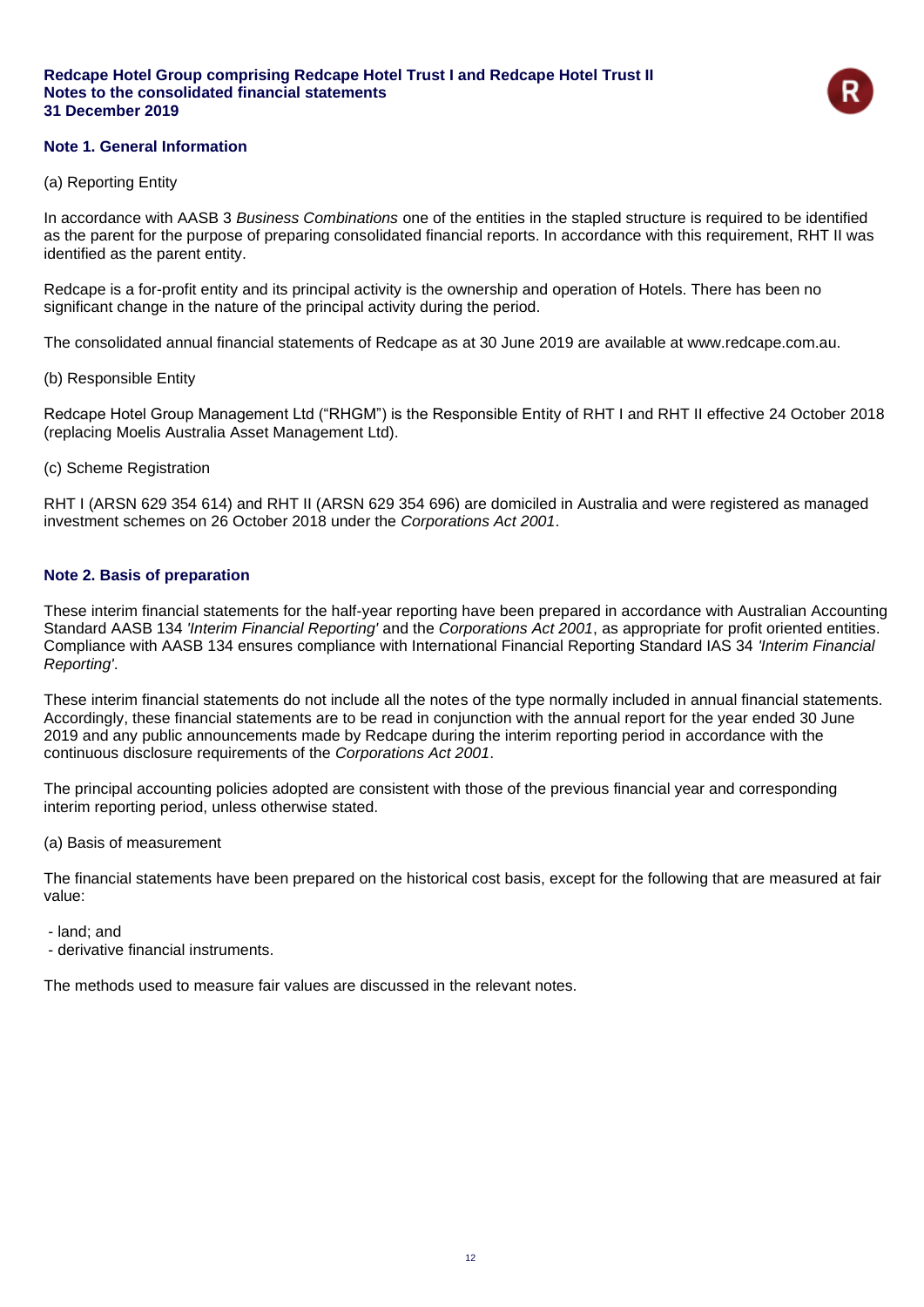## Note 1. General Information

(a) Reporting Entity

In accordance with AASB 3 *Business Combinations* one of the entities in the stapled structure is required to be identified as the parent for the purpose of preparing consolidated financial reports. In accordance with this requirement, RHT II was identified as the parent entity.

Redcape is a for-profit entity and its principal activity is the ownership and operation of Hotels. There has been no significant change in the nature of the principal activity during the period.

The consolidated annual financial statements of Redcape as at 30 June 2019 are available at www.redcape.com.au.

(b) Responsible Entity

Redcape Hotel Group Management Ltd ("RHGM") is the Responsible Entity of RHT I and RHT II effective 24 October 2018 (replacing Moelis Australia Asset Management Ltd).

(c) Scheme Registration

RHT I (ARSN 629 354 614) and RHT II (ARSN 629 354 696) are domiciled in Australia and were registered as managed investment schemes on 26 October 2018 under the *Corporations Act 2001*.

## Note 2. Basis of preparation

These interim financial statements for the half-year reporting have been prepared in accordance with Australian Accounting Standard AASB 134 *'Interim Financial Reporting'* and the *Corporations Act 2001*, as appropriate for profit oriented entities. Compliance with AASB 134 ensures compliance with International Financial Reporting Standard IAS 34 *'Interim Financial Reporting'*.

These interim financial statements do not include all the notes of the type normally included in annual financial statements. Accordingly, these financial statements are to be read in conjunction with the annual report for the year ended 30 June 2019 and any public announcements made by Redcape during the interim reporting period in accordance with the continuous disclosure requirements of the *Corporations Act 2001*.

The principal accounting policies adopted are consistent with those of the previous financial year and corresponding interim reporting period, unless otherwise stated.

(a) Basis of measurement

The financial statements have been prepared on the historical cost basis, except for the following that are measured at fair value:

- land; and
- derivative financial instruments.

The methods used to measure fair values are discussed in the relevant notes.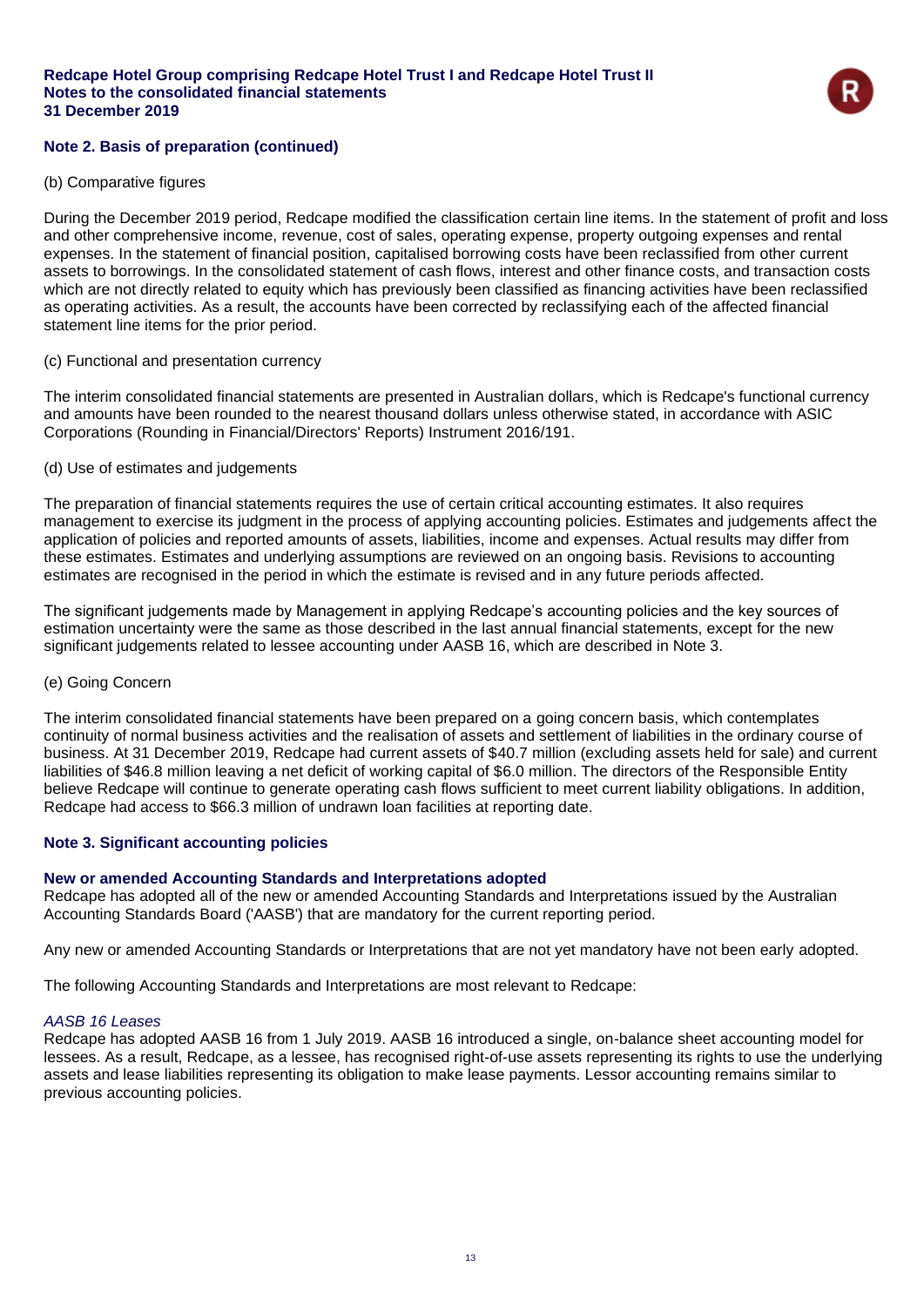## Note 2. Basis of preparation (continued)

(b) Comparative figures

During the December 2019 period, Redcape modified the classification certain line items. In the statement of profit and loss and other comprehensive income, revenue, cost of sales, operating expense, property outgoing expenses and rental expenses. In the statement of financial position, capitalised borrowing costs have been reclassified from other current assets to borrowings. In the consolidated statement of cash flows, interest and other finance costs, and transaction costs which are not directly related to equity which has previously been classified as financing activities have been reclassified as operating activities. As a result, the accounts have been corrected by reclassifying each of the affected financial statement line items for the prior period.

(c) Functional and presentation currency

The interim consolidated financial statements are presented in Australian dollars, which is Redcape's functional currency and amounts have been rounded to the nearest thousand dollars unless otherwise stated, in accordance with ASIC Corporations (Rounding in Financial/Directors' Reports) Instrument 2016/191.

(d) Use of estimates and judgements

The preparation of financial statements requires the use of certain critical accounting estimates. It also requires management to exercise its judgment in the process of applying accounting policies. Estimates and judgements affect the application of policies and reported amounts of assets, liabilities, income and expenses. Actual results may differ from these estimates. Estimates and underlying assumptions are reviewed on an ongoing basis. Revisions to accounting estimates are recognised in the period in which the estimate is revised and in any future periods affected.

The significant judgements made by Management in applying Redcape's accounting policies and the key sources of estimation uncertainty were the same as those described in the last annual financial statements, except for the new significant judgements related to lessee accounting under AASB 16, which are described in Note 3.

(e) Going Concern

The interim consolidated financial statements have been prepared on a going concern basis, which contemplates continuity of normal business activities and the realisation of assets and settlement of liabilities in the ordinary course of business. At 31 December 2019, Redcape had current assets of $40.7 million (excluding assets held for sale) and current liabilities of $46.8 million leaving a net deficit of working capital of $6.0 million. The directors of the Responsible Entity believe Redcape will continue to generate operating cash flows sufficient to meet current liability obligations. In addition, Redcape had access to $66.3 million of undrawn loan facilities at reporting date.

## Note 3. Significant accounting policies

### New or amended Accounting Standards and Interpretations adopted

Redcape has adopted all of the new or amended Accounting Standards and Interpretations issued by the Australian Accounting Standards Board ('AASB') that are mandatory for the current reporting period.

Any new or amended Accounting Standards or Interpretations that are not yet mandatory have not been early adopted.

The following Accounting Standards and Interpretations are most relevant to Redcape:

*AASB 16 Leases*

Redcape has adopted AASB 16 from 1 July 2019. AASB 16 introduced a single, on-balance sheet accounting model for lessees. As a result, Redcape, as a lessee, has recognised right-of-use assets representing its rights to use the underlying assets and lease liabilities representing its obligation to make lease payments. Lessor accounting remains similar to previous accounting policies.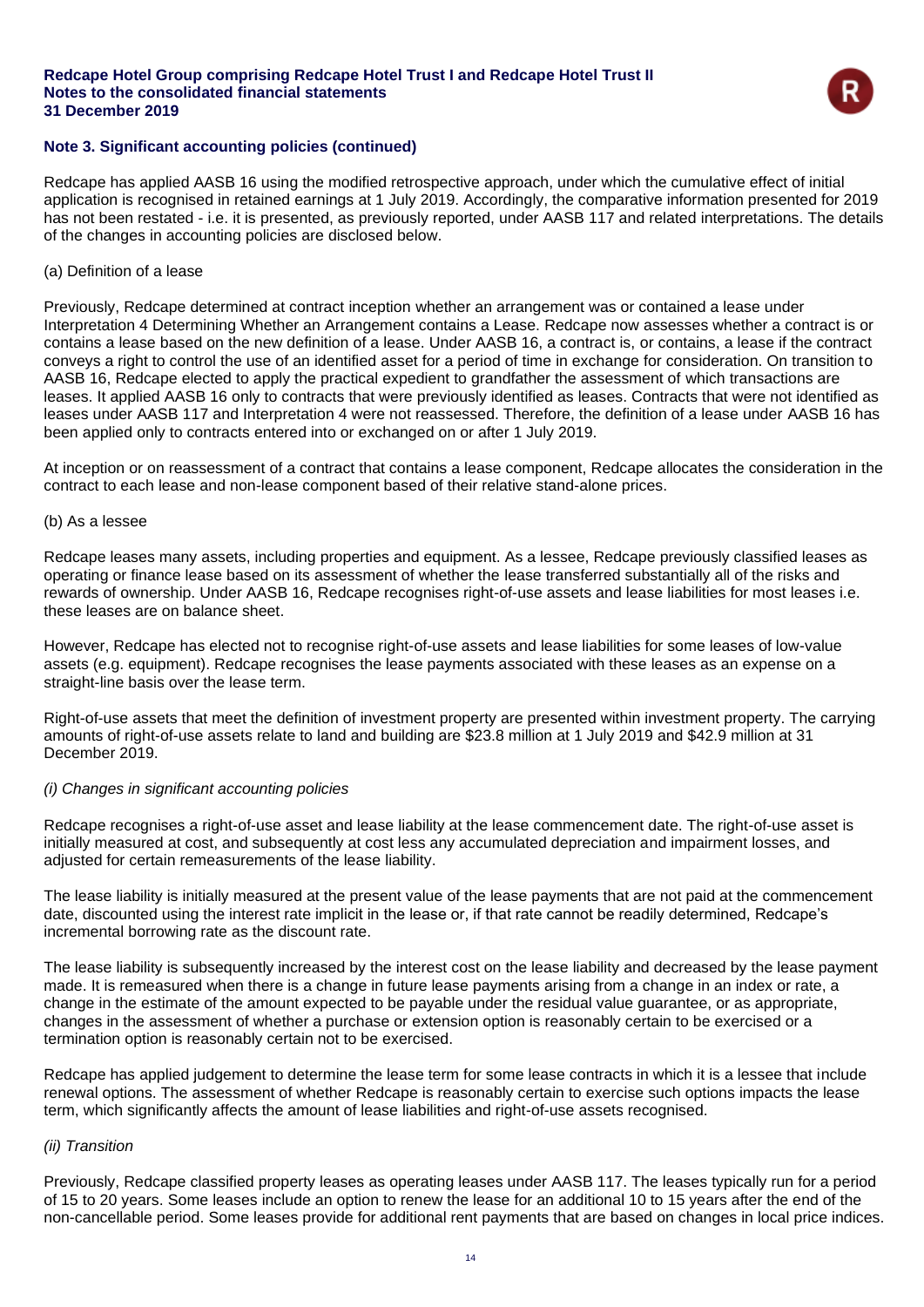## Note 3. Significant accounting policies (continued)

Redcape has applied AASB 16 using the modified retrospective approach, under which the cumulative effect of initial application is recognised in retained earnings at 1 July 2019. Accordingly, the comparative information presented for 2019 has not been restated - i.e. it is presented, as previously reported, under AASB 117 and related interpretations. The details of the changes in accounting policies are disclosed below.

(a) Definition of a lease

Previously, Redcape determined at contract inception whether an arrangement was or contained a lease under Interpretation 4 Determining Whether an Arrangement contains a Lease. Redcape now assesses whether a contract is or contains a lease based on the new definition of a lease. Under AASB 16, a contract is, or contains, a lease if the contract conveys a right to control the use of an identified asset for a period of time in exchange for consideration. On transition to AASB 16, Redcape elected to apply the practical expedient to grandfather the assessment of which transactions are leases. It applied AASB 16 only to contracts that were previously identified as leases. Contracts that were not identified as leases under AASB 117 and Interpretation 4 were not reassessed. Therefore, the definition of a lease under AASB 16 has been applied only to contracts entered into or exchanged on or after 1 July 2019.

At inception or on reassessment of a contract that contains a lease component, Redcape allocates the consideration in the contract to each lease and non-lease component based of their relative stand-alone prices.

(b) As a lessee

Redcape leases many assets, including properties and equipment. As a lessee, Redcape previously classified leases as operating or finance lease based on its assessment of whether the lease transferred substantially all of the risks and rewards of ownership. Under AASB 16, Redcape recognises right-of-use assets and lease liabilities for most leases i.e. these leases are on balance sheet.

However, Redcape has elected not to recognise right-of-use assets and lease liabilities for some leases of low-value assets (e.g. equipment). Redcape recognises the lease payments associated with these leases as an expense on a straight-line basis over the lease term.

Right-of-use assets that meet the definition of investment property are presented within investment property. The carrying amounts of right-of-use assets relate to land and building are $23.8 million at 1 July 2019 and $42.9 million at 31 December 2019.

*(i) Changes in significant accounting policies*

Redcape recognises a right-of-use asset and lease liability at the lease commencement date. The right-of-use asset is initially measured at cost, and subsequently at cost less any accumulated depreciation and impairment losses, and adjusted for certain remeasurements of the lease liability.

The lease liability is initially measured at the present value of the lease payments that are not paid at the commencement date, discounted using the interest rate implicit in the lease or, if that rate cannot be readily determined, Redcape's incremental borrowing rate as the discount rate.

The lease liability is subsequently increased by the interest cost on the lease liability and decreased by the lease payment made. It is remeasured when there is a change in future lease payments arising from a change in an index or rate, a change in the estimate of the amount expected to be payable under the residual value guarantee, or as appropriate, changes in the assessment of whether a purchase or extension option is reasonably certain to be exercised or a termination option is reasonably certain not to be exercised.

Redcape has applied judgement to determine the lease term for some lease contracts in which it is a lessee that include renewal options. The assessment of whether Redcape is reasonably certain to exercise such options impacts the lease term, which significantly affects the amount of lease liabilities and right-of-use assets recognised.

*(ii) Transition*

Previously, Redcape classified property leases as operating leases under AASB 117. The leases typically run for a period of 15 to 20 years. Some leases include an option to renew the lease for an additional 10 to 15 years after the end of the non-cancellable period. Some leases provide for additional rent payments that are based on changes in local price indices.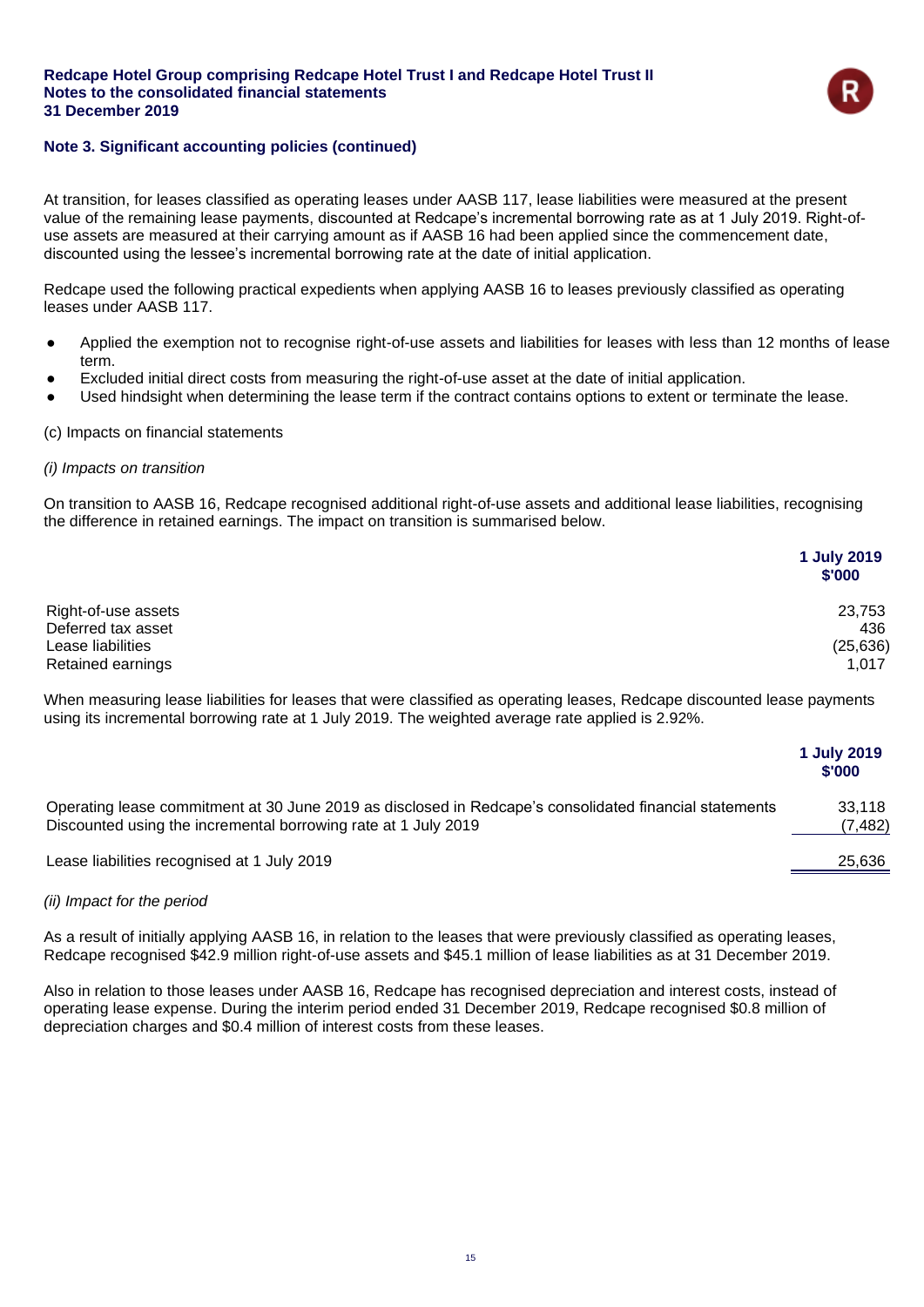## Note 3. Significant accounting policies (continued)

At transition, for leases classified as operating leases under AASB 117, lease liabilities were measured at the present value of the remaining lease payments, discounted at Redcape's incremental borrowing rate as at 1 July 2019. Right-of-use assets are measured at their carrying amount as if AASB 16 had been applied since the commencement date, discounted using the lessee's incremental borrowing rate at the date of initial application.

Redcape used the following practical expedients when applying AASB 16 to leases previously classified as operating leases under AASB 117.

- Applied the exemption not to recognise right-of-use assets and liabilities for leases with less than 12 months of lease term.
- Excluded initial direct costs from measuring the right-of-use asset at the date of initial application.
- Used hindsight when determining the lease term if the contract contains options to extent or terminate the lease.

(c) Impacts on financial statements

*(i) Impacts on transition*

On transition to AASB 16, Redcape recognised additional right-of-use assets and additional lease liabilities, recognising the difference in retained earnings. The impact on transition is summarised below.

| | 1 July 2019 $'000 |
|---|---|
| Right-of-use assets | 23,753 |
| Deferred tax asset | 436 |
| Lease liabilities | (25,636) |
| Retained earnings | 1,017 |

When measuring lease liabilities for leases that were classified as operating leases, Redcape discounted lease payments using its incremental borrowing rate at 1 July 2019. The weighted average rate applied is 2.92%.

| | 1 July 2019 $'000 |
|---|---|
| Operating lease commitment at 30 June 2019 as disclosed in Redcape's consolidated financial statements | 33,118 |
| Discounted using the incremental borrowing rate at 1 July 2019 | (7,482) |
| Lease liabilities recognised at 1 July 2019 | 25,636 |

*(ii) Impact for the period*

As a result of initially applying AASB 16, in relation to the leases that were previously classified as operating leases, Redcape recognised $42.9 million right-of-use assets and $45.1 million of lease liabilities as at 31 December 2019.

Also in relation to those leases under AASB 16, Redcape has recognised depreciation and interest costs, instead of operating lease expense. During the interim period ended 31 December 2019, Redcape recognised $0.8 million of depreciation charges and $0.4 million of interest costs from these leases.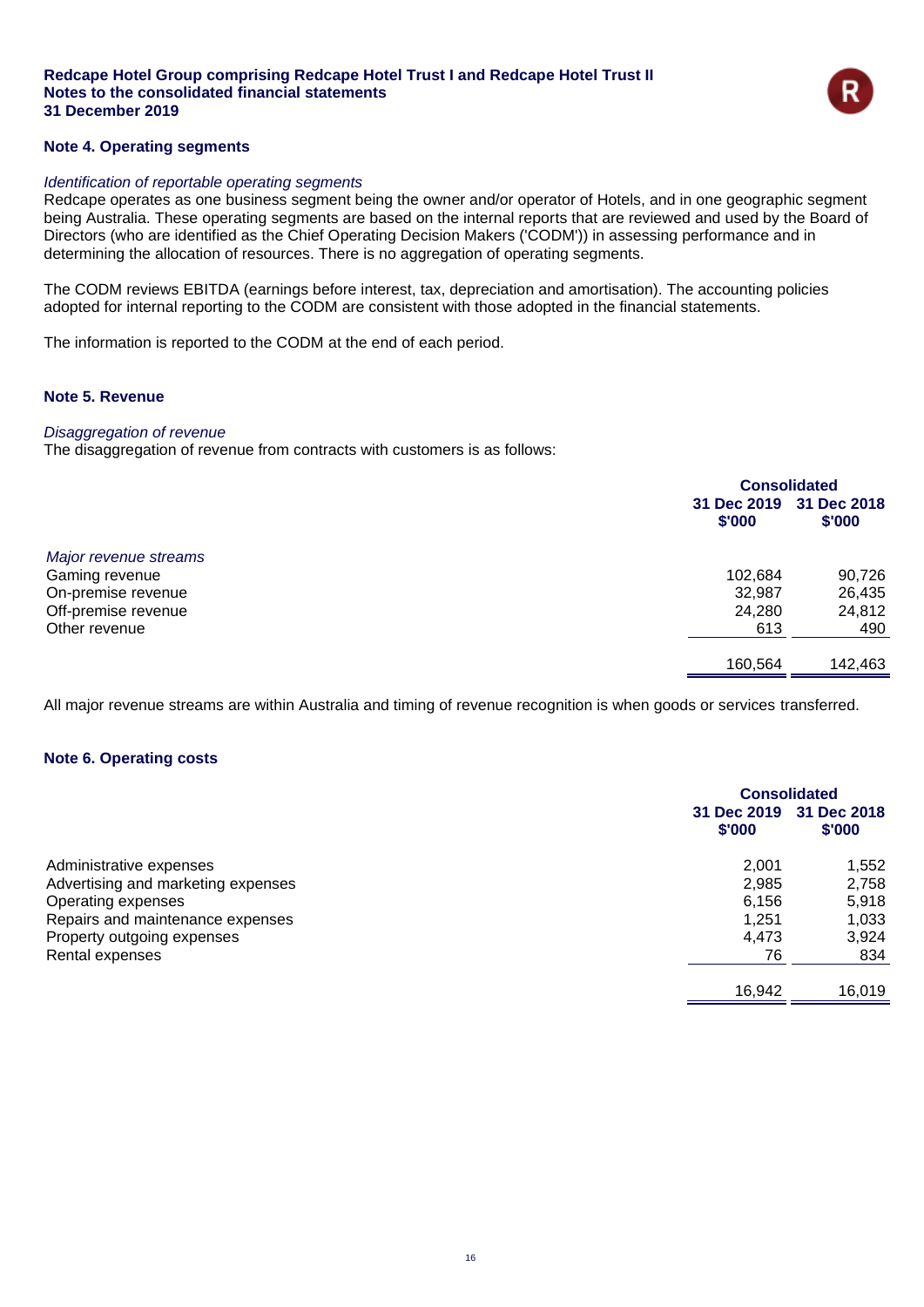## Note 4. Operating segments

*Identification of reportable operating segments*

Redcape operates as one business segment being the owner and/or operator of Hotels, and in one geographic segment being Australia. These operating segments are based on the internal reports that are reviewed and used by the Board of Directors (who are identified as the Chief Operating Decision Makers ('CODM')) in assessing performance and in determining the allocation of resources. There is no aggregation of operating segments.

The CODM reviews EBITDA (earnings before interest, tax, depreciation and amortisation). The accounting policies adopted for internal reporting to the CODM are consistent with those adopted in the financial statements.

The information is reported to the CODM at the end of each period.

## Note 5. Revenue

*Disaggregation of revenue*

The disaggregation of revenue from contracts with customers is as follows:

| | Consolidated | |
|---|---|---|
| | 31 Dec 2019 $'000 | 31 Dec 2018 $'000 |
| *Major revenue streams* | | |
| Gaming revenue | 102,684 | 90,726 |
| On-premise revenue | 32,987 | 26,435 |
| Off-premise revenue | 24,280 | 24,812 |
| Other revenue | 613 | 490 |
| | 160,564 | 142,463 |

All major revenue streams are within Australia and timing of revenue recognition is when goods or services transferred.

## Note 6. Operating costs

| | Consolidated | |
|---|---|---|
| | 31 Dec 2019 $'000 | 31 Dec 2018 $'000 |
| Administrative expenses | 2,001 | 1,552 |
| Advertising and marketing expenses | 2,985 | 2,758 |
| Operating expenses | 6,156 | 5,918 |
| Repairs and maintenance expenses | 1,251 | 1,033 |
| Property outgoing expenses | 4,473 | 3,924 |
| Rental expenses | 76 | 834 |
| | 16,942 | 16,019 |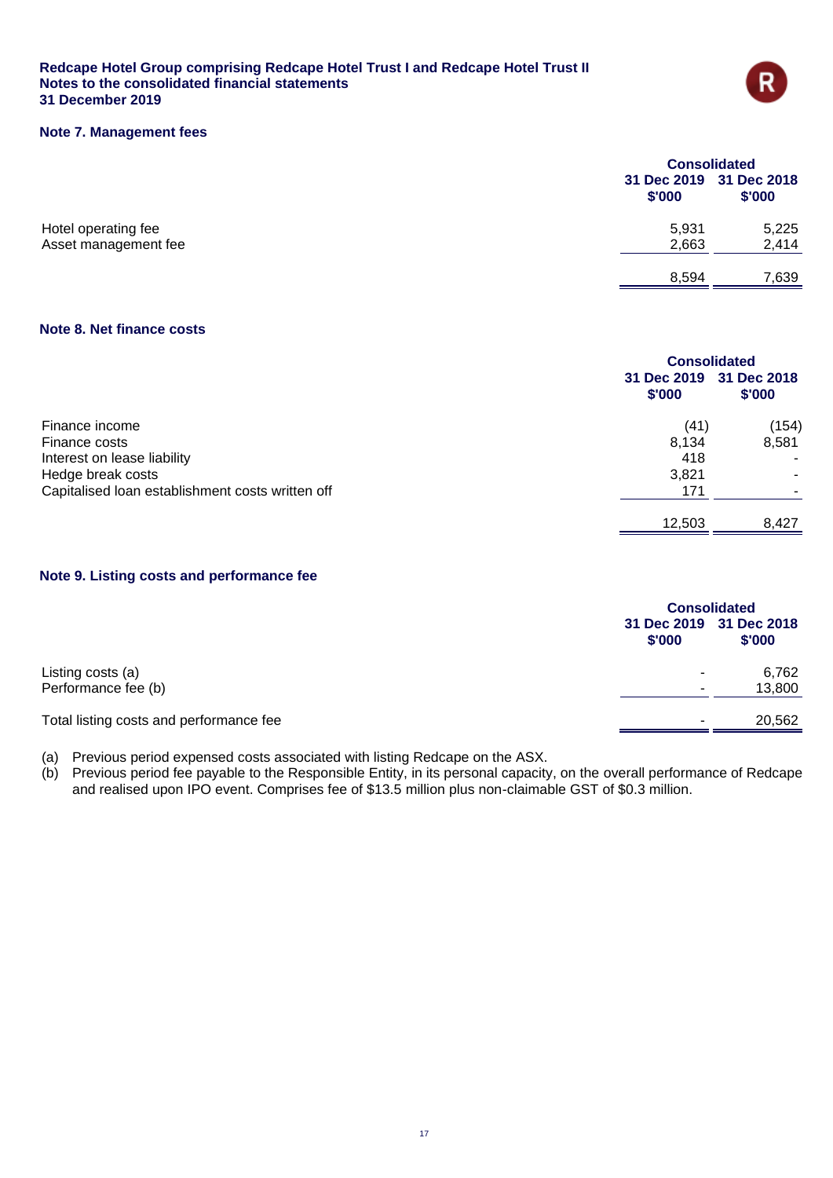**Redcape Hotel Group comprising Redcape Hotel Trust I and Redcape Hotel Trust II**
**Notes to the consolidated financial statements**
**31 December 2019**

## Note 7. Management fees

| | Consolidated | |
|---|---|---|
| | 31 Dec 2019 $'000 | 31 Dec 2018 $'000 |
| Hotel operating fee | 5,931 | 5,225 |
| Asset management fee | 2,663 | 2,414 |
| | 8,594 | 7,639 |

## Note 8. Net finance costs

| | Consolidated | |
|---|---|---|
| | 31 Dec 2019 $'000 | 31 Dec 2018 $'000 |
| Finance income | (41) | (154) |
| Finance costs | 8,134 | 8,581 |
| Interest on lease liability | 418 | - |
| Hedge break costs | 3,821 | - |
| Capitalised loan establishment costs written off | 171 | - |
| | 12,503 | 8,427 |

## Note 9. Listing costs and performance fee

| | Consolidated | |
|---|---|---|
| | 31 Dec 2019 $'000 | 31 Dec 2018 $'000 |
| Listing costs (a) | - | 6,762 |
| Performance fee (b) | - | 13,800 |
| Total listing costs and performance fee | - | 20,562 |

(a) Previous period expensed costs associated with listing Redcape on the ASX.
(b) Previous period fee payable to the Responsible Entity, in its personal capacity, on the overall performance of Redcape and realised upon IPO event. Comprises fee of $13.5 million plus non-claimable GST of $0.3 million.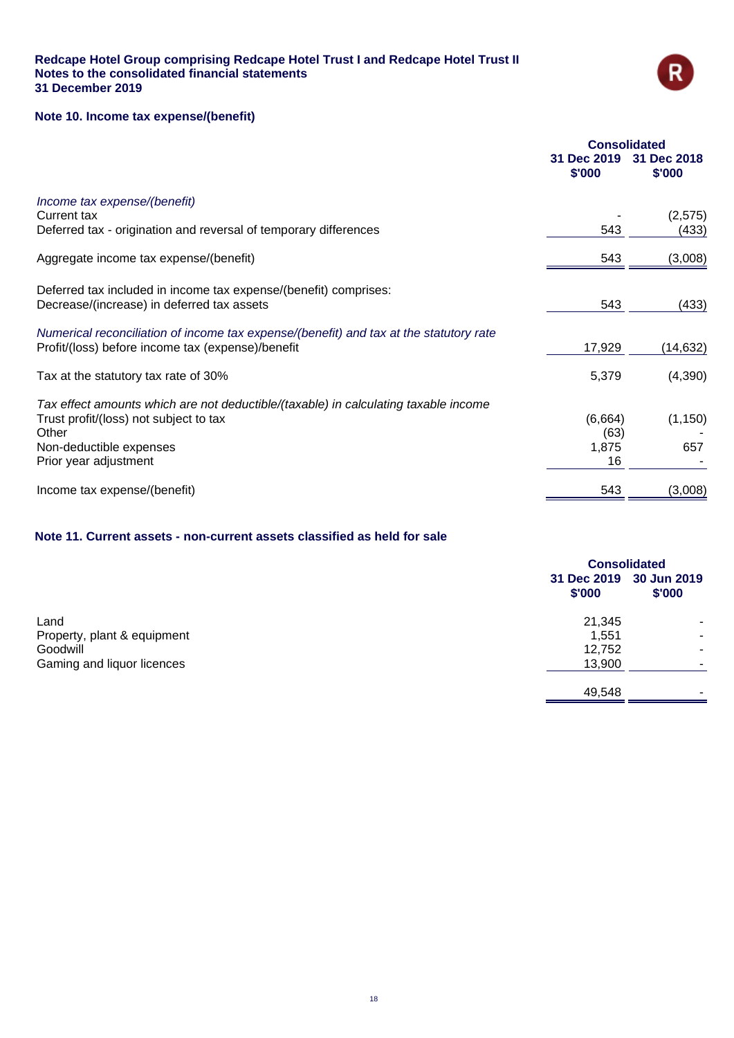## Note 10. Income tax expense/(benefit)

| | Consolidated | |
|---|---|---|
| | 31 Dec 2019 $'000 | 31 Dec 2018 $'000 |
| *Income tax expense/(benefit)* | | |
| Current tax | - | (2,575) |
| Deferred tax - origination and reversal of temporary differences | 543 | (433) |
| Aggregate income tax expense/(benefit) | 543 | (3,008) |
| Deferred tax included in income tax expense/(benefit) comprises: | | |
| Decrease/(increase) in deferred tax assets | 543 | (433) |
| *Numerical reconciliation of income tax expense/(benefit) and tax at the statutory rate* | | |
| Profit/(loss) before income tax (expense)/benefit | 17,929 | (14,632) |
| Tax at the statutory tax rate of 30% | 5,379 | (4,390) |
| *Tax effect amounts which are not deductible/(taxable) in calculating taxable income* | | |
| Trust profit/(loss) not subject to tax | (6,664) | (1,150) |
| Other | (63) | - |
| Non-deductible expenses | 1,875 | 657 |
| Prior year adjustment | 16 | - |
| Income tax expense/(benefit) | 543 | (3,008) |

## Note 11. Current assets - non-current assets classified as held for sale

| | Consolidated | |
|---|---|---|
| | 31 Dec 2019 $'000 | 30 Jun 2019 $'000 |
| Land | 21,345 | - |
| Property, plant & equipment | 1,551 | - |
| Goodwill | 12,752 | - |
| Gaming and liquor licences | 13,900 | - |
| | 49,548 | - |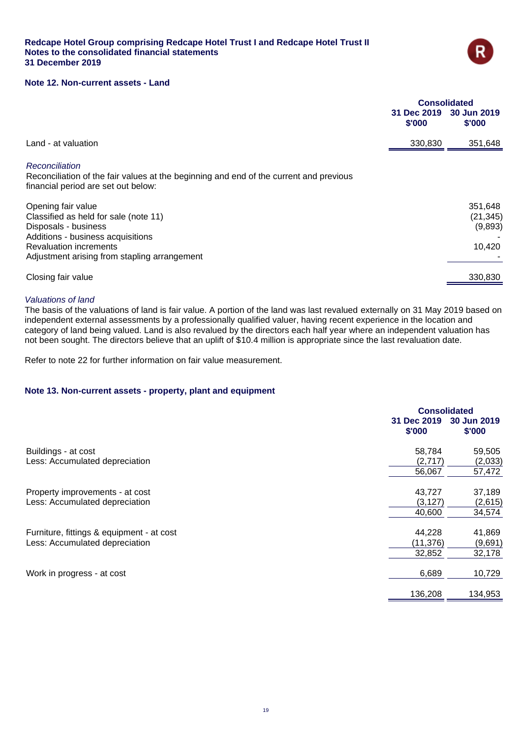## Note 12. Non-current assets - Land

| | Consolidated | |
|---|---|---|
| | 31 Dec 2019<br>$'000 | 30 Jun 2019<br>$'000 |
| Land - at valuation | 330,830 | 351,648 |

*Reconciliation*

Reconciliation of the fair values at the beginning and end of the current and previous financial period are set out below:

| | |
|---|---|
| Opening fair value | 351,648 |
| Classified as held for sale (note 11) | (21,345) |
| Disposals - business | (9,893) |
| Additions - business acquisitions | - |
| Revaluation increments | 10,420 |
| Adjustment arising from stapling arrangement | - |
| Closing fair value | 330,830 |

*Valuations of land*

The basis of the valuations of land is fair value. A portion of the land was last revalued externally on 31 May 2019 based on independent external assessments by a professionally qualified valuer, having recent experience in the location and category of land being valued. Land is also revalued by the directors each half year where an independent valuation has not been sought. The directors believe that an uplift of $10.4 million is appropriate since the last revaluation date.

Refer to note 22 for further information on fair value measurement.

## Note 13. Non-current assets - property, plant and equipment

| | Consolidated | |
|---|---|---|
| | 31 Dec 2019<br>$'000 | 30 Jun 2019<br>$'000 |
| Buildings - at cost | 58,784 | 59,505 |
| Less: Accumulated depreciation | (2,717) | (2,033) |
| | 56,067 | 57,472 |
| Property improvements - at cost | 43,727 | 37,189 |
| Less: Accumulated depreciation | (3,127) | (2,615) |
| | 40,600 | 34,574 |
| Furniture, fittings & equipment - at cost | 44,228 | 41,869 |
| Less: Accumulated depreciation | (11,376) | (9,691) |
| | 32,852 | 32,178 |
| Work in progress - at cost | 6,689 | 10,729 |
| | 136,208 | 134,953 |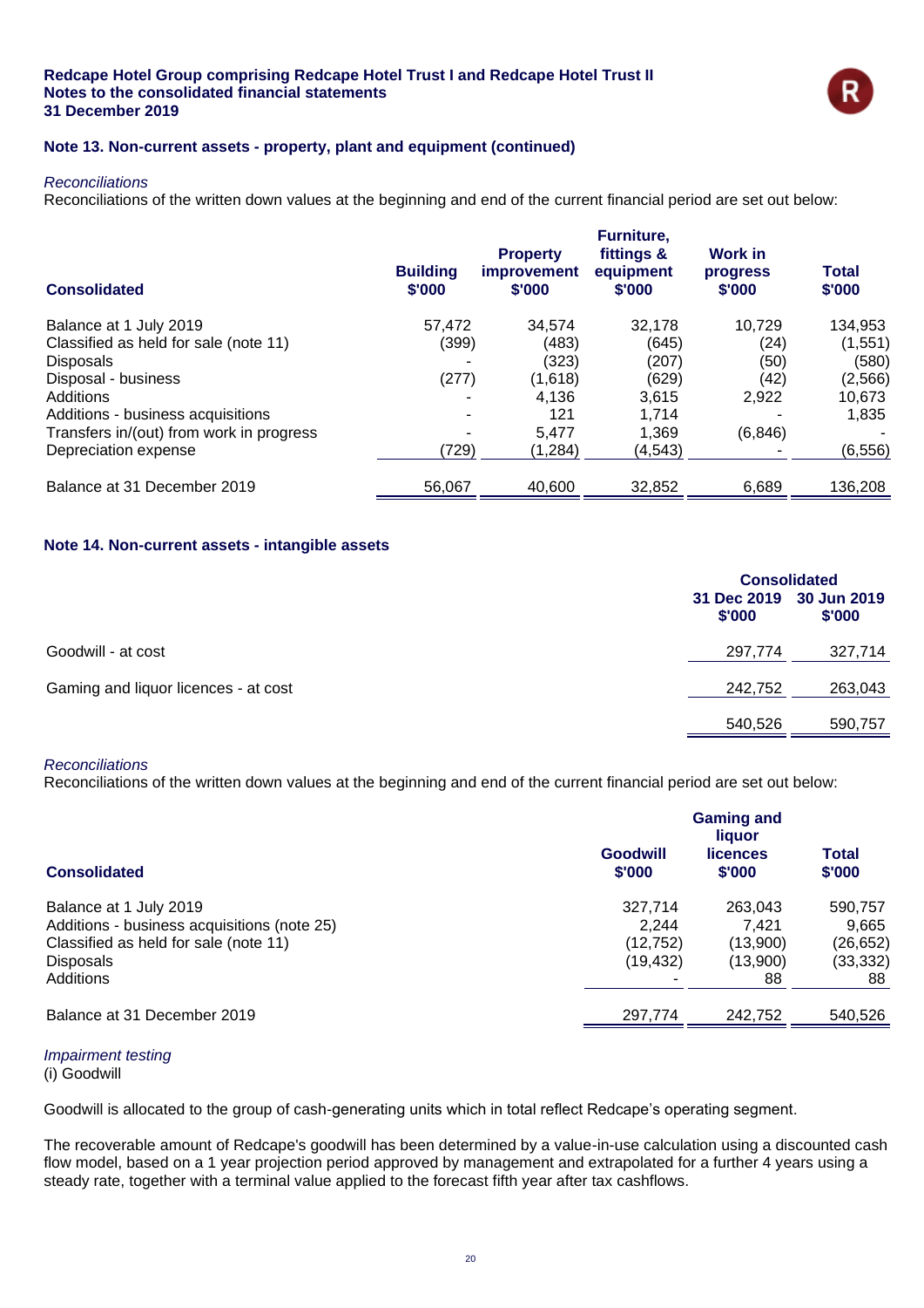**Note 13. Non-current assets - property, plant and equipment (continued)**

*Reconciliations*

Reconciliations of the written down values at the beginning and end of the current financial period are set out below:

| Consolidated | Building $'000 | Property improvement $'000 | Furniture, fittings & equipment $'000 | Work in progress $'000 | Total $'000 |
|---|---|---|---|---|---|
| Balance at 1 July 2019 | 57,472 | 34,574 | 32,178 | 10,729 | 134,953 |
| Classified as held for sale (note 11) | (399) | (483) | (645) | (24) | (1,551) |
| Disposals | - | (323) | (207) | (50) | (580) |
| Disposal - business | (277) | (1,618) | (629) | (42) | (2,566) |
| Additions | - | 4,136 | 3,615 | 2,922 | 10,673 |
| Additions - business acquisitions | - | 121 | 1,714 | - | 1,835 |
| Transfers in/(out) from work in progress | - | 5,477 | 1,369 | (6,846) | - |
| Depreciation expense | (729) | (1,284) | (4,543) | - | (6,556) |
| Balance at 31 December 2019 | 56,067 | 40,600 | 32,852 | 6,689 | 136,208 |

**Note 14. Non-current assets - intangible assets**

| | Consolidated | |
|---|---|---|
| | 31 Dec 2019 $'000 | 30 Jun 2019 $'000 |
| Goodwill - at cost | 297,774 | 327,714 |
| Gaming and liquor licences - at cost | 242,752 | 263,043 |
| | 540,526 | 590,757 |

*Reconciliations*

Reconciliations of the written down values at the beginning and end of the current financial period are set out below:

| Consolidated | Goodwill $'000 | Gaming and liquor licences $'000 | Total $'000 |
|---|---|---|---|
| Balance at 1 July 2019 | 327,714 | 263,043 | 590,757 |
| Additions - business acquisitions (note 25) | 2,244 | 7,421 | 9,665 |
| Classified as held for sale (note 11) | (12,752) | (13,900) | (26,652) |
| Disposals | (19,432) | (13,900) | (33,332) |
| Additions | - | 88 | 88 |
| Balance at 31 December 2019 | 297,774 | 242,752 | 540,526 |

*Impairment testing*

(i) Goodwill

Goodwill is allocated to the group of cash-generating units which in total reflect Redcape's operating segment.

The recoverable amount of Redcape's goodwill has been determined by a value-in-use calculation using a discounted cash flow model, based on a 1 year projection period approved by management and extrapolated for a further 4 years using a steady rate, together with a terminal value applied to the forecast fifth year after tax cashflows.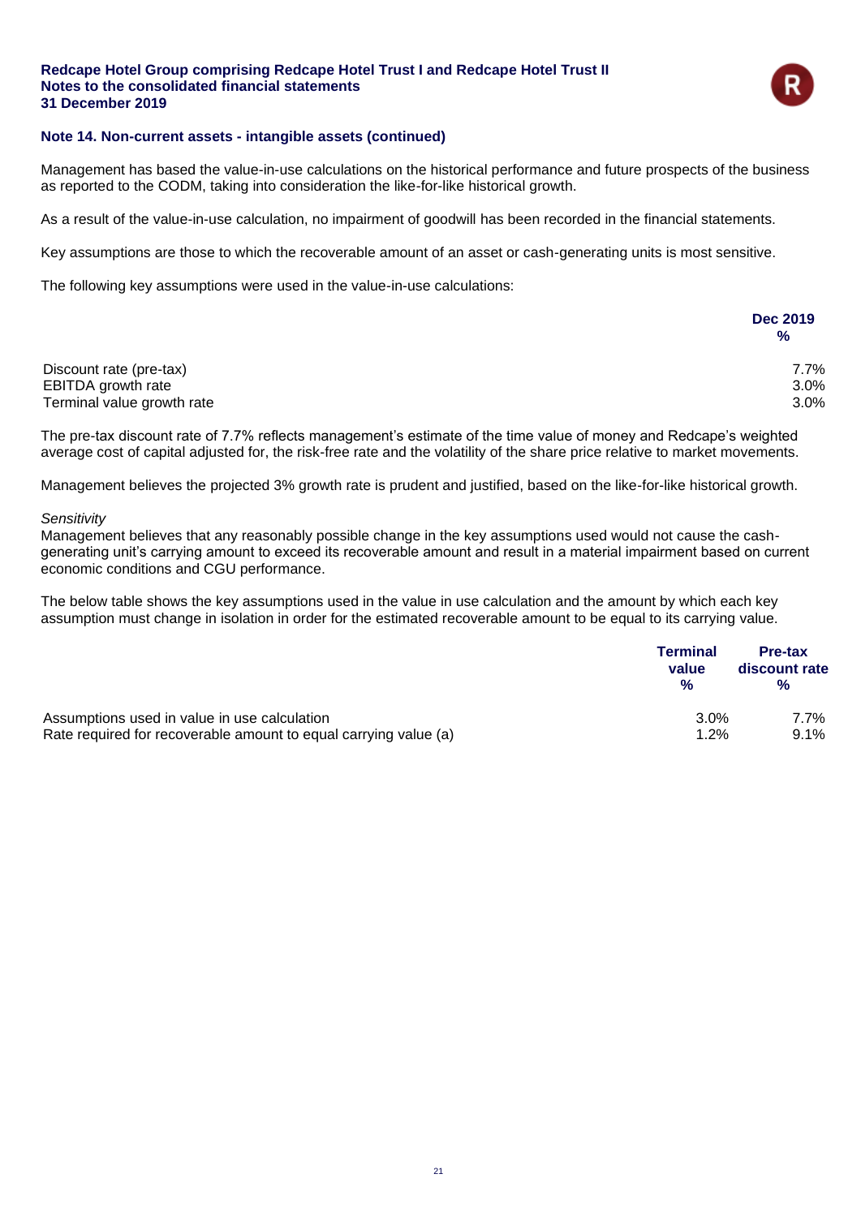## Note 14. Non-current assets - intangible assets (continued)

Management has based the value-in-use calculations on the historical performance and future prospects of the business as reported to the CODM, taking into consideration the like-for-like historical growth.

As a result of the value-in-use calculation, no impairment of goodwill has been recorded in the financial statements.

Key assumptions are those to which the recoverable amount of an asset or cash-generating units is most sensitive.

The following key assumptions were used in the value-in-use calculations:

| | Dec 2019 % |
|---|---|
| Discount rate (pre-tax) | 7.7% |
| EBITDA growth rate | 3.0% |
| Terminal value growth rate | 3.0% |

The pre-tax discount rate of 7.7% reflects management's estimate of the time value of money and Redcape's weighted average cost of capital adjusted for, the risk-free rate and the volatility of the share price relative to market movements.

Management believes the projected 3% growth rate is prudent and justified, based on the like-for-like historical growth.

*Sensitivity*
Management believes that any reasonably possible change in the key assumptions used would not cause the cash-generating unit's carrying amount to exceed its recoverable amount and result in a material impairment based on current economic conditions and CGU performance.

The below table shows the key assumptions used in the value in use calculation and the amount by which each key assumption must change in isolation in order for the estimated recoverable amount to be equal to its carrying value.

| | Terminal value % | Pre-tax discount rate % |
|---|---|---|
| Assumptions used in value in use calculation | 3.0% | 7.7% |
| Rate required for recoverable amount to equal carrying value (a) | 1.2% | 9.1% |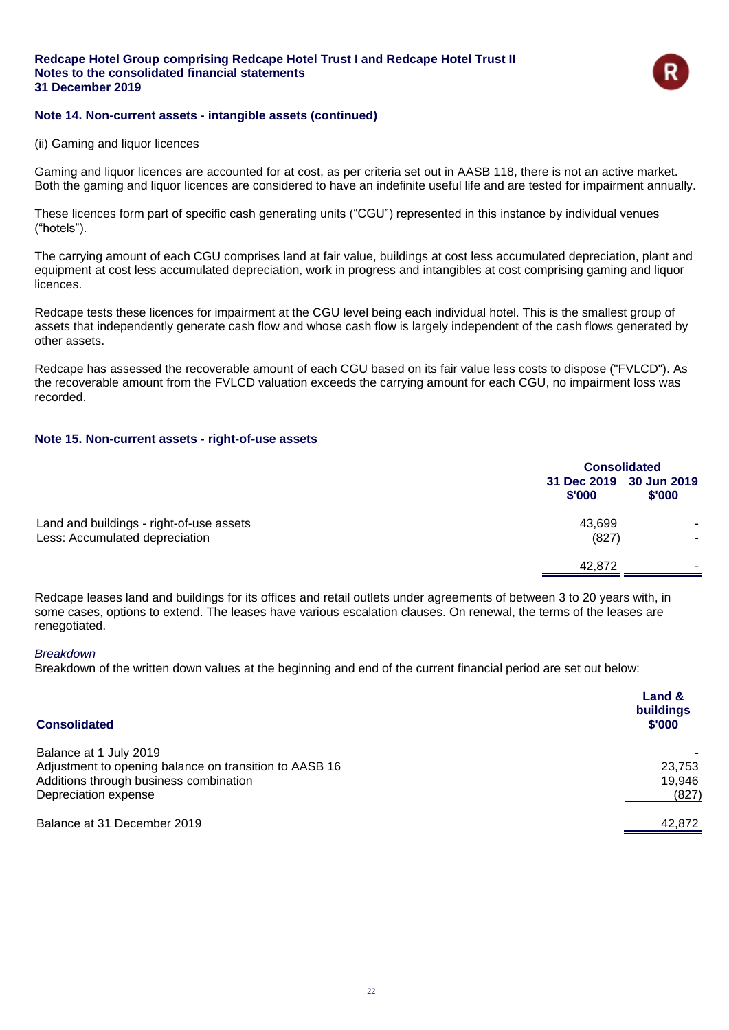## Note 14. Non-current assets - intangible assets (continued)

(ii) Gaming and liquor licences

Gaming and liquor licences are accounted for at cost, as per criteria set out in AASB 118, there is not an active market. Both the gaming and liquor licences are considered to have an indefinite useful life and are tested for impairment annually.

These licences form part of specific cash generating units ("CGU") represented in this instance by individual venues ("hotels").

The carrying amount of each CGU comprises land at fair value, buildings at cost less accumulated depreciation, plant and equipment at cost less accumulated depreciation, work in progress and intangibles at cost comprising gaming and liquor licences.

Redcape tests these licences for impairment at the CGU level being each individual hotel. This is the smallest group of assets that independently generate cash flow and whose cash flow is largely independent of the cash flows generated by other assets.

Redcape has assessed the recoverable amount of each CGU based on its fair value less costs to dispose ("FVLCD"). As the recoverable amount from the FVLCD valuation exceeds the carrying amount for each CGU, no impairment loss was recorded.

## Note 15. Non-current assets - right-of-use assets

| | Consolidated | |
|---|---|---|
| | 31 Dec 2019 $'000 | 30 Jun 2019 $'000 |
| Land and buildings - right-of-use assets | 43,699 | - |
| Less: Accumulated depreciation | (827) | - |
| | 42,872 | - |

Redcape leases land and buildings for its offices and retail outlets under agreements of between 3 to 20 years with, in some cases, options to extend. The leases have various escalation clauses. On renewal, the terms of the leases are renegotiated.

*Breakdown*

Breakdown of the written down values at the beginning and end of the current financial period are set out below:

| Consolidated | Land & buildings $'000 |
|---|---|
| Balance at 1 July 2019 | - |
| Adjustment to opening balance on transition to AASB 16 | 23,753 |
| Additions through business combination | 19,946 |
| Depreciation expense | (827) |
| Balance at 31 December 2019 | 42,872 |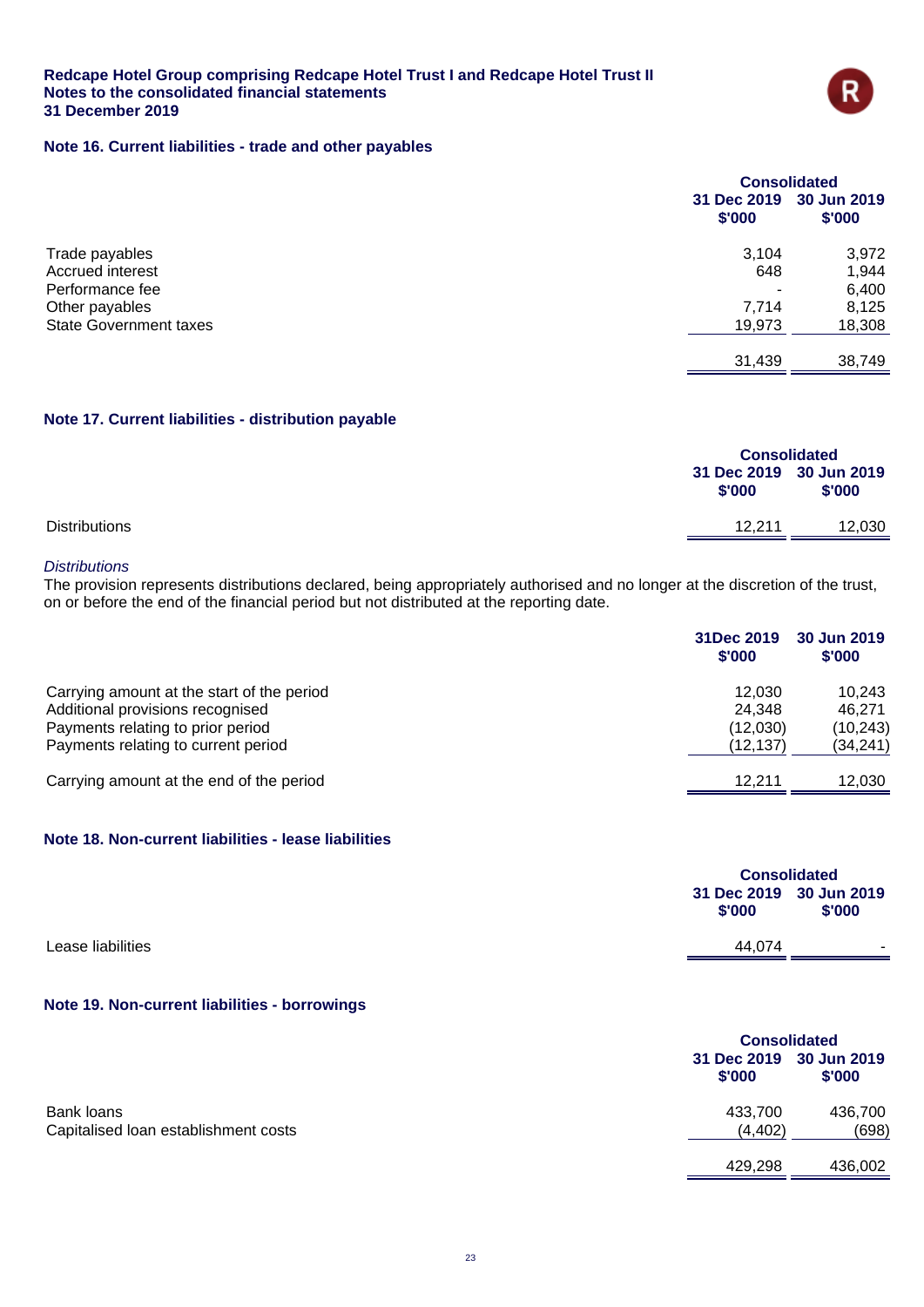## Note 16. Current liabilities - trade and other payables

| | Consolidated | |
|---|---|---|
| | 31 Dec 2019 $'000 | 30 Jun 2019 $'000 |
| Trade payables | 3,104 | 3,972 |
| Accrued interest | 648 | 1,944 |
| Performance fee | - | 6,400 |
| Other payables | 7,714 | 8,125 |
| State Government taxes | 19,973 | 18,308 |
| | 31,439 | 38,749 |

## Note 17. Current liabilities - distribution payable

| | Consolidated | |
|---|---|---|
| | 31 Dec 2019 $'000 | 30 Jun 2019 $'000 |
| Distributions | 12,211 | 12,030 |

*Distributions*

The provision represents distributions declared, being appropriately authorised and no longer at the discretion of the trust, on or before the end of the financial period but not distributed at the reporting date.

| | 31Dec 2019 $'000 | 30 Jun 2019 $'000 |
|---|---|---|
| Carrying amount at the start of the period | 12,030 | 10,243 |
| Additional provisions recognised | 24,348 | 46,271 |
| Payments relating to prior period | (12,030) | (10,243) |
| Payments relating to current period | (12,137) | (34,241) |
| Carrying amount at the end of the period | 12,211 | 12,030 |

## Note 18. Non-current liabilities - lease liabilities

| | Consolidated | |
|---|---|---|
| | 31 Dec 2019 $'000 | 30 Jun 2019 $'000 |
| Lease liabilities | 44,074 | - |

## Note 19. Non-current liabilities - borrowings

| | Consolidated | |
|---|---|---|
| | 31 Dec 2019 $'000 | 30 Jun 2019 $'000 |
| Bank loans | 433,700 | 436,700 |
| Capitalised loan establishment costs | (4,402) | (698) |
| | 429,298 | 436,002 |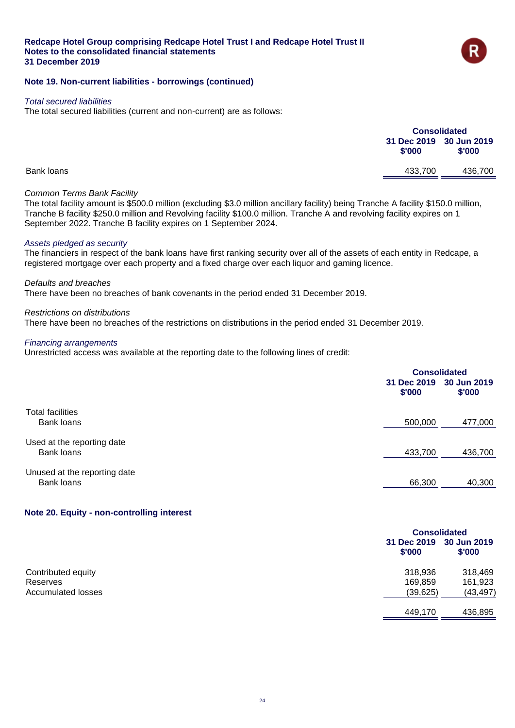## Note 19. Non-current liabilities - borrowings (continued)

*Total secured liabilities*

The total secured liabilities (current and non-current) are as follows:

| | Consolidated | |
|---|---|---|
| | 31 Dec 2019 $'000 | 30 Jun 2019 $'000 |
| Bank loans | 433,700 | 436,700 |

*Common Terms Bank Facility*

The total facility amount is $500.0 million (excluding $3.0 million ancillary facility) being Tranche A facility $150.0 million, Tranche B facility $250.0 million and Revolving facility $100.0 million. Tranche A and revolving facility expires on 1 September 2022. Tranche B facility expires on 1 September 2024.

*Assets pledged as security*

The financiers in respect of the bank loans have first ranking security over all of the assets of each entity in Redcape, a registered mortgage over each property and a fixed charge over each liquor and gaming licence.

*Defaults and breaches*

There have been no breaches of bank covenants in the period ended 31 December 2019.

*Restrictions on distributions*

There have been no breaches of the restrictions on distributions in the period ended 31 December 2019.

*Financing arrangements*

Unrestricted access was available at the reporting date to the following lines of credit:

| | Consolidated | |
|---|---|---|
| | 31 Dec 2019 $'000 | 30 Jun 2019 $'000 |
| Total facilities | | |
| Bank loans | 500,000 | 477,000 |
| Used at the reporting date | | |
| Bank loans | 433,700 | 436,700 |
| Unused at the reporting date | | |
| Bank loans | 66,300 | 40,300 |

## Note 20. Equity - non-controlling interest

| | Consolidated | |
|---|---|---|
| | 31 Dec 2019 $'000 | 30 Jun 2019 $'000 |
| Contributed equity | 318,936 | 318,469 |
| Reserves | 169,859 | 161,923 |
| Accumulated losses | (39,625) | (43,497) |
| | 449,170 | 436,895 |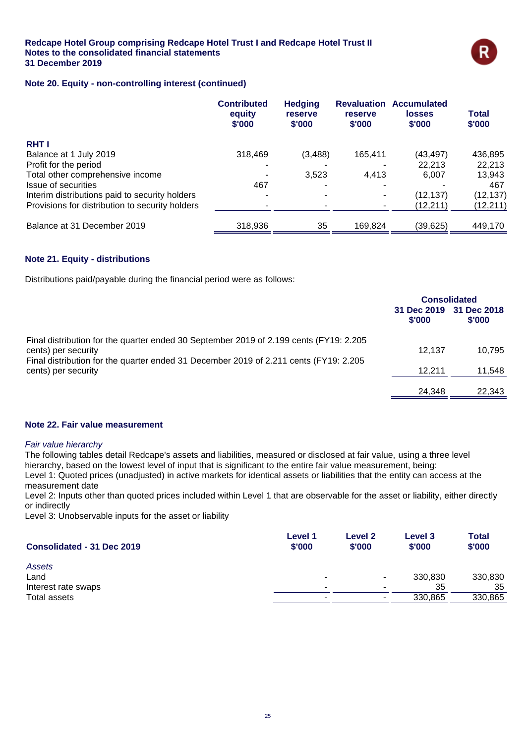### Note 20. Equity - non-controlling interest (continued)

| | Contributed equity $'000 | Hedging reserve $'000 | Revaluation reserve $'000 | Accumulated losses $'000 | Total $'000 |
|---|---|---|---|---|---|
| **RHT I** | | | | | |
| Balance at 1 July 2019 | 318,469 | (3,488) | 165,411 | (43,497) | 436,895 |
| Profit for the period | - | - | - | 22,213 | 22,213 |
| Total other comprehensive income | - | 3,523 | 4,413 | 6,007 | 13,943 |
| Issue of securities | 467 | - | - | - | 467 |
| Interim distributions paid to security holders | - | - | - | (12,137) | (12,137) |
| Provisions for distribution to security holders | - | - | - | (12,211) | (12,211) |
| Balance at 31 December 2019 | 318,936 | 35 | 169,824 | (39,625) | 449,170 |

### Note 21. Equity - distributions

Distributions paid/payable during the financial period were as follows:

| | Consolidated | |
|---|---|---|
| | 31 Dec 2019 $'000 | 31 Dec 2018 $'000 |
| Final distribution for the quarter ended 30 September 2019 of 2.199 cents (FY19: 2.205 cents) per security | 12,137 | 10,795 |
| Final distribution for the quarter ended 31 December 2019 of 2.211 cents (FY19: 2.205 cents) per security | 12,211 | 11,548 |
| | 24,348 | 22,343 |

### Note 22. Fair value measurement

*Fair value hierarchy*

The following tables detail Redcape's assets and liabilities, measured or disclosed at fair value, using a three level hierarchy, based on the lowest level of input that is significant to the entire fair value measurement, being:

Level 1: Quoted prices (unadjusted) in active markets for identical assets or liabilities that the entity can access at the measurement date

Level 2: Inputs other than quoted prices included within Level 1 that are observable for the asset or liability, either directly or indirectly

Level 3: Unobservable inputs for the asset or liability

| Consolidated - 31 Dec 2019 | Level 1 $'000 | Level 2 $'000 | Level 3 $'000 | Total $'000 |
|---|---|---|---|---|
| *Assets* | | | | |
| Land | - | - | 330,830 | 330,830 |
| Interest rate swaps | - | - | 35 | 35 |
| Total assets | - | - | 330,865 | 330,865 |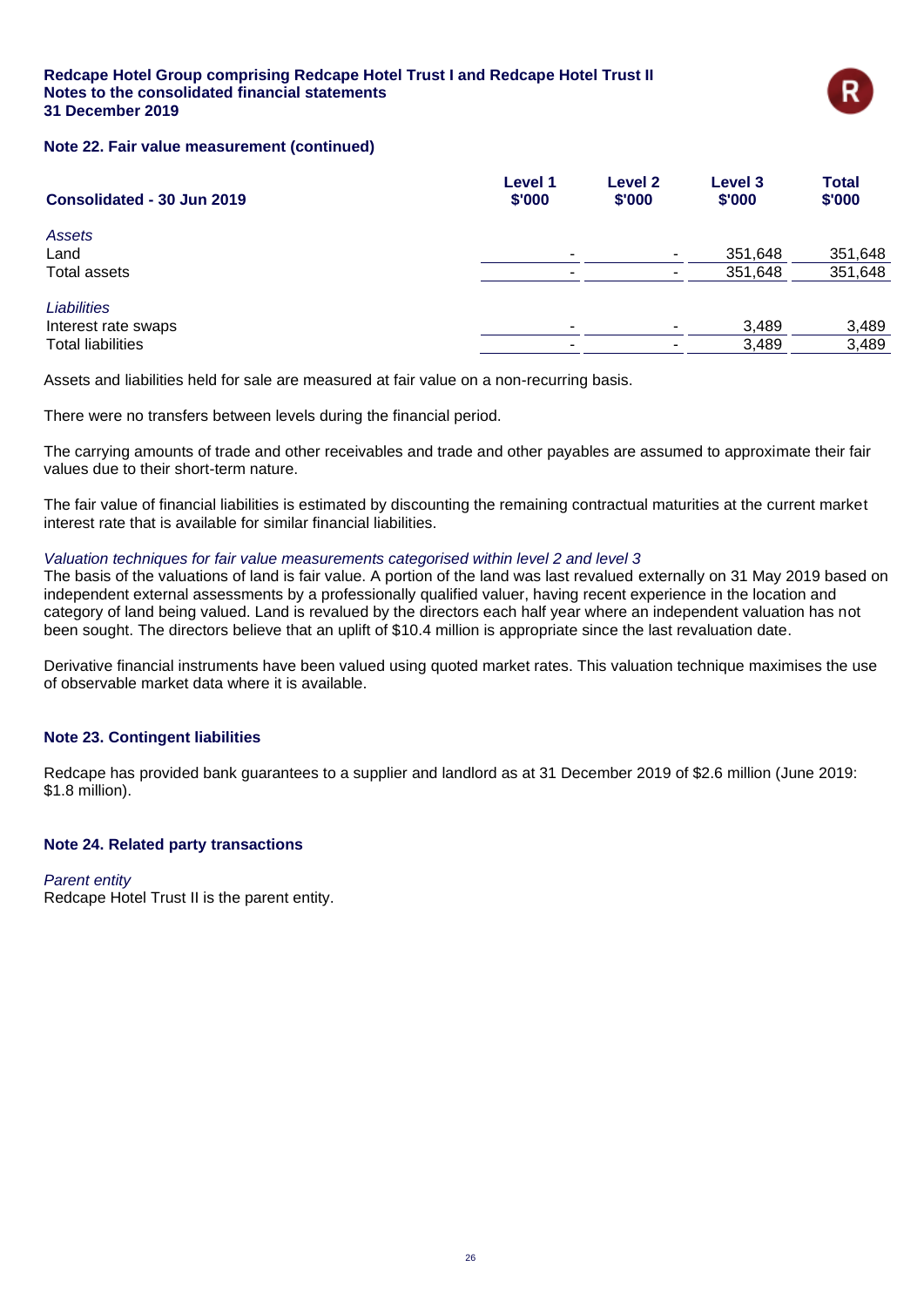### Note 22. Fair value measurement (continued)

| Consolidated - 30 Jun 2019 | Level 1 $'000 | Level 2 $'000 | Level 3 $'000 | Total $'000 |
|---|---|---|---|---|
| *Assets* | | | | |
| Land | - | - | 351,648 | 351,648 |
| Total assets | - | - | 351,648 | 351,648 |
| *Liabilities* | | | | |
| Interest rate swaps | - | - | 3,489 | 3,489 |
| Total liabilities | - | - | 3,489 | 3,489 |

Assets and liabilities held for sale are measured at fair value on a non-recurring basis.

There were no transfers between levels during the financial period.

The carrying amounts of trade and other receivables and trade and other payables are assumed to approximate their fair values due to their short-term nature.

The fair value of financial liabilities is estimated by discounting the remaining contractual maturities at the current market interest rate that is available for similar financial liabilities.

*Valuation techniques for fair value measurements categorised within level 2 and level 3*

The basis of the valuations of land is fair value. A portion of the land was last revalued externally on 31 May 2019 based on independent external assessments by a professionally qualified valuer, having recent experience in the location and category of land being valued. Land is revalued by the directors each half year where an independent valuation has not been sought. The directors believe that an uplift of $10.4 million is appropriate since the last revaluation date.

Derivative financial instruments have been valued using quoted market rates. This valuation technique maximises the use of observable market data where it is available.

### Note 23. Contingent liabilities

Redcape has provided bank guarantees to a supplier and landlord as at 31 December 2019 of $2.6 million (June 2019: $1.8 million).

### Note 24. Related party transactions

*Parent entity*

Redcape Hotel Trust II is the parent entity.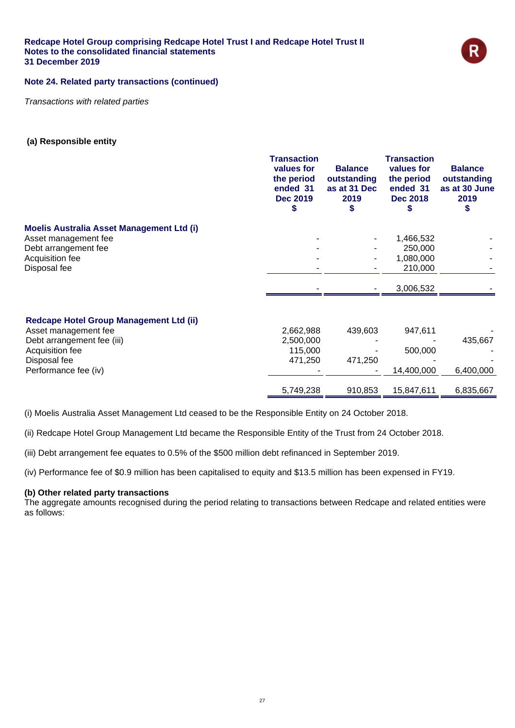## Note 24. Related party transactions (continued)

*Transactions with related parties*

### (a) Responsible entity

| | Transaction values for the period ended 31 Dec 2019 $ | Balance outstanding as at 31 Dec 2019 $ | Transaction values for the period ended 31 Dec 2018 $ | Balance outstanding as at 30 June 2019 $ |
|---|---|---|---|---|
| **Moelis Australia Asset Management Ltd (i)** | | | | |
| Asset management fee | - | - | 1,466,532 | - |
| Debt arrangement fee | - | - | 250,000 | - |
| Acquisition fee | - | - | 1,080,000 | - |
| Disposal fee | - | - | 210,000 | - |
| | - | - | 3,006,532 | - |
| **Redcape Hotel Group Management Ltd (ii)** | | | | |
| Asset management fee | 2,662,988 | 439,603 | 947,611 | - |
| Debt arrangement fee (iii) | 2,500,000 | - | - | 435,667 |
| Acquisition fee | 115,000 | - | 500,000 | - |
| Disposal fee | 471,250 | 471,250 | - | - |
| Performance fee (iv) | - | - | 14,400,000 | 6,400,000 |
| | 5,749,238 | 910,853 | 15,847,611 | 6,835,667 |

(i) Moelis Australia Asset Management Ltd ceased to be the Responsible Entity on 24 October 2018.

(ii) Redcape Hotel Group Management Ltd became the Responsible Entity of the Trust from 24 October 2018.

(iii) Debt arrangement fee equates to 0.5% of the $500 million debt refinanced in September 2019.

(iv) Performance fee of $0.9 million has been capitalised to equity and $13.5 million has been expensed in FY19.

**(b) Other related party transactions**
The aggregate amounts recognised during the period relating to transactions between Redcape and related entities were as follows: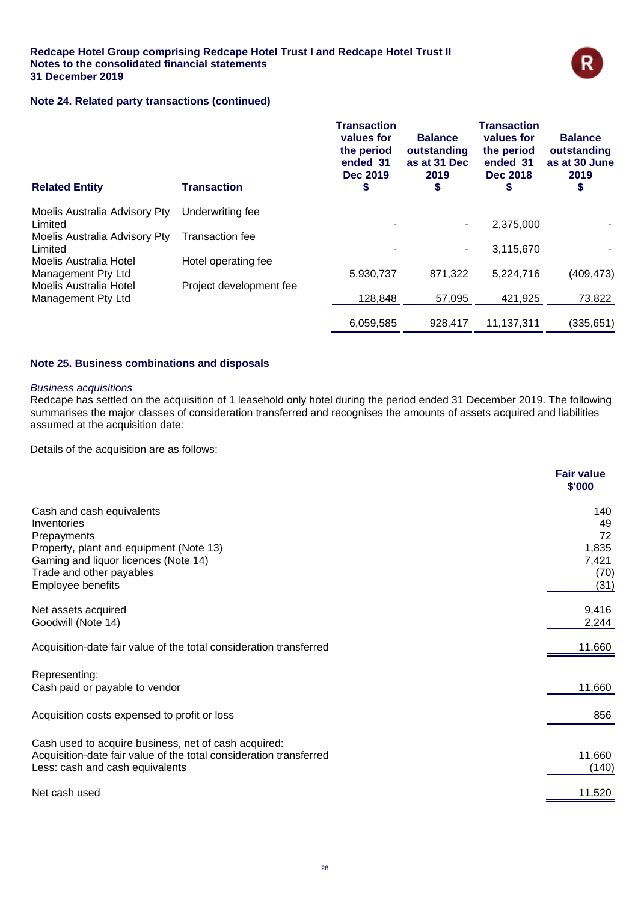## Note 24. Related party transactions (continued)

| Related Entity | Transaction | Transaction values for the period ended 31 Dec 2019 $ | Balance outstanding as at 31 Dec 2019 $ | Transaction values for the period ended 31 Dec 2018 $ | Balance outstanding as at 30 June 2019 $ |
|---|---|---|---|---|---|
| Moelis Australia Advisory Pty Limited | Underwriting fee | - | - | 2,375,000 | - |
| Moelis Australia Advisory Pty Limited | Transaction fee | - | - | 3,115,670 | - |
| Moelis Australia Hotel Management Pty Ltd | Hotel operating fee | 5,930,737 | 871,322 | 5,224,716 | (409,473) |
| Moelis Australia Hotel Management Pty Ltd | Project development fee | 128,848 | 57,095 | 421,925 | 73,822 |
| | | 6,059,585 | 928,417 | 11,137,311 | (335,651) |

## Note 25. Business combinations and disposals

*Business acquisitions*

Redcape has settled on the acquisition of 1 leasehold only hotel during the period ended 31 December 2019. The following summarises the major classes of consideration transferred and recognises the amounts of assets acquired and liabilities assumed at the acquisition date:

Details of the acquisition are as follows:

| | Fair value $'000 |
|---|---|
| Cash and cash equivalents | 140 |
| Inventories | 49 |
| Prepayments | 72 |
| Property, plant and equipment (Note 13) | 1,835 |
| Gaming and liquor licences (Note 14) | 7,421 |
| Trade and other payables | (70) |
| Employee benefits | (31) |
| | |
| Net assets acquired | 9,416 |
| Goodwill (Note 14) | 2,244 |
| | |
| Acquisition-date fair value of the total consideration transferred | 11,660 |
| | |
| Representing: | |
| Cash paid or payable to vendor | 11,660 |
| | |
| Acquisition costs expensed to profit or loss | 856 |
| | |
| Cash used to acquire business, net of cash acquired: | |
| Acquisition-date fair value of the total consideration transferred | 11,660 |
| Less: cash and cash equivalents | (140) |
| | |
| Net cash used | 11,520 |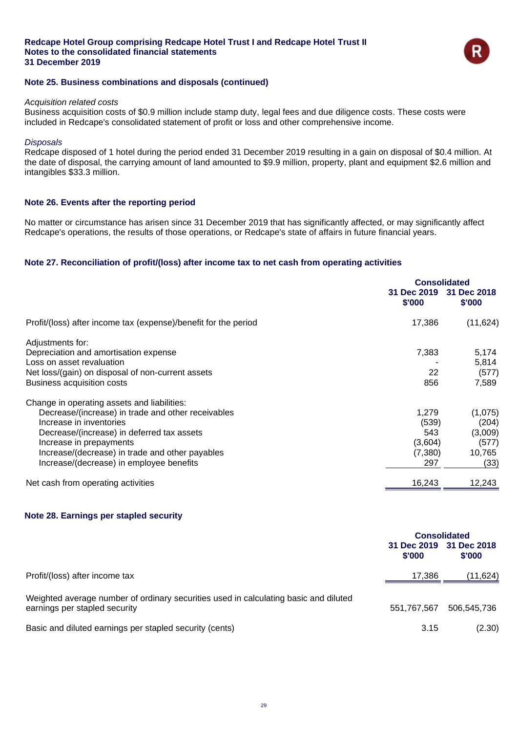### Note 25. Business combinations and disposals (continued)

*Acquisition related costs*

Business acquisition costs of $0.9 million include stamp duty, legal fees and due diligence costs. These costs were included in Redcape's consolidated statement of profit or loss and other comprehensive income.

*Disposals*

Redcape disposed of 1 hotel during the period ended 31 December 2019 resulting in a gain on disposal of $0.4 million. At the date of disposal, the carrying amount of land amounted to $9.9 million, property, plant and equipment $2.6 million and intangibles $33.3 million.

### Note 26. Events after the reporting period

No matter or circumstance has arisen since 31 December 2019 that has significantly affected, or may significantly affect Redcape's operations, the results of those operations, or Redcape's state of affairs in future financial years.

### Note 27. Reconciliation of profit/(loss) after income tax to net cash from operating activities

| | Consolidated | |
|---|---|---|
| | 31 Dec 2019 $'000 | 31 Dec 2018 $'000 |
| Profit/(loss) after income tax (expense)/benefit for the period | 17,386 | (11,624) |
| Adjustments for: | | |
| Depreciation and amortisation expense | 7,383 | 5,174 |
| Loss on asset revaluation | - | 5,814 |
| Net loss/(gain) on disposal of non-current assets | 22 | (577) |
| Business acquisition costs | 856 | 7,589 |
| Change in operating assets and liabilities: | | |
| Decrease/(increase) in trade and other receivables | 1,279 | (1,075) |
| Increase in inventories | (539) | (204) |
| Decrease/(increase) in deferred tax assets | 543 | (3,009) |
| Increase in prepayments | (3,604) | (577) |
| Increase/(decrease) in trade and other payables | (7,380) | 10,765 |
| Increase/(decrease) in employee benefits | 297 | (33) |
| Net cash from operating activities | 16,243 | 12,243 |

### Note 28. Earnings per stapled security

| | Consolidated | |
|---|---|---|
| | 31 Dec 2019 $'000 | 31 Dec 2018 $'000 |
| Profit/(loss) after income tax | 17,386 | (11,624) |
| Weighted average number of ordinary securities used in calculating basic and diluted earnings per stapled security | 551,767,567 | 506,545,736 |
| Basic and diluted earnings per stapled security (cents) | 3.15 | (2.30) |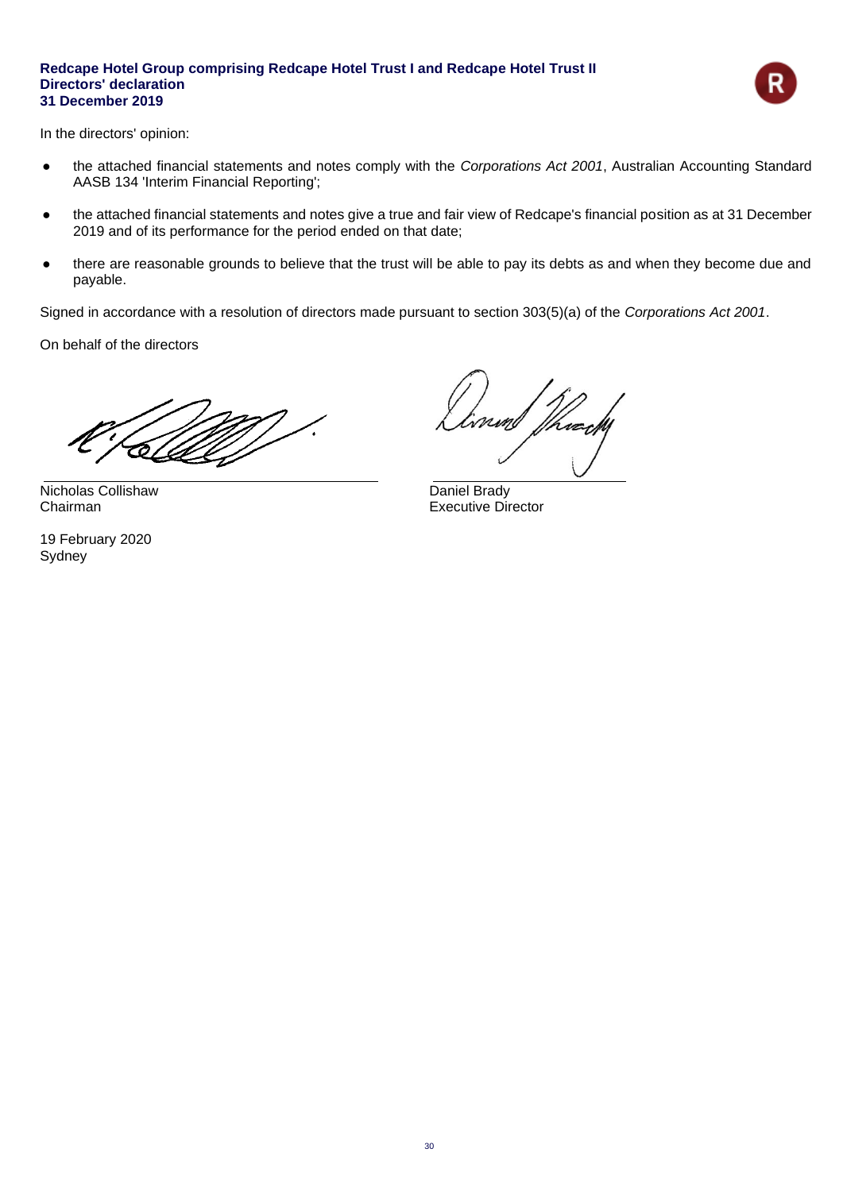**Redcape Hotel Group comprising Redcape Hotel Trust I and Redcape Hotel Trust II**
**Directors' declaration**
**31 December 2019**

In the directors' opinion:

- the attached financial statements and notes comply with the *Corporations Act 2001*, Australian Accounting Standard AASB 134 'Interim Financial Reporting';
- the attached financial statements and notes give a true and fair view of Redcape's financial position as at 31 December 2019 and of its performance for the period ended on that date;
- there are reasonable grounds to believe that the trust will be able to pay its debts as and when they become due and payable.

Signed in accordance with a resolution of directors made pursuant to section 303(5)(a) of the *Corporations Act 2001*.

On behalf of the directors

Nicholas Collishaw
Chairman

Daniel Brady
Executive Director

19 February 2020
Sydney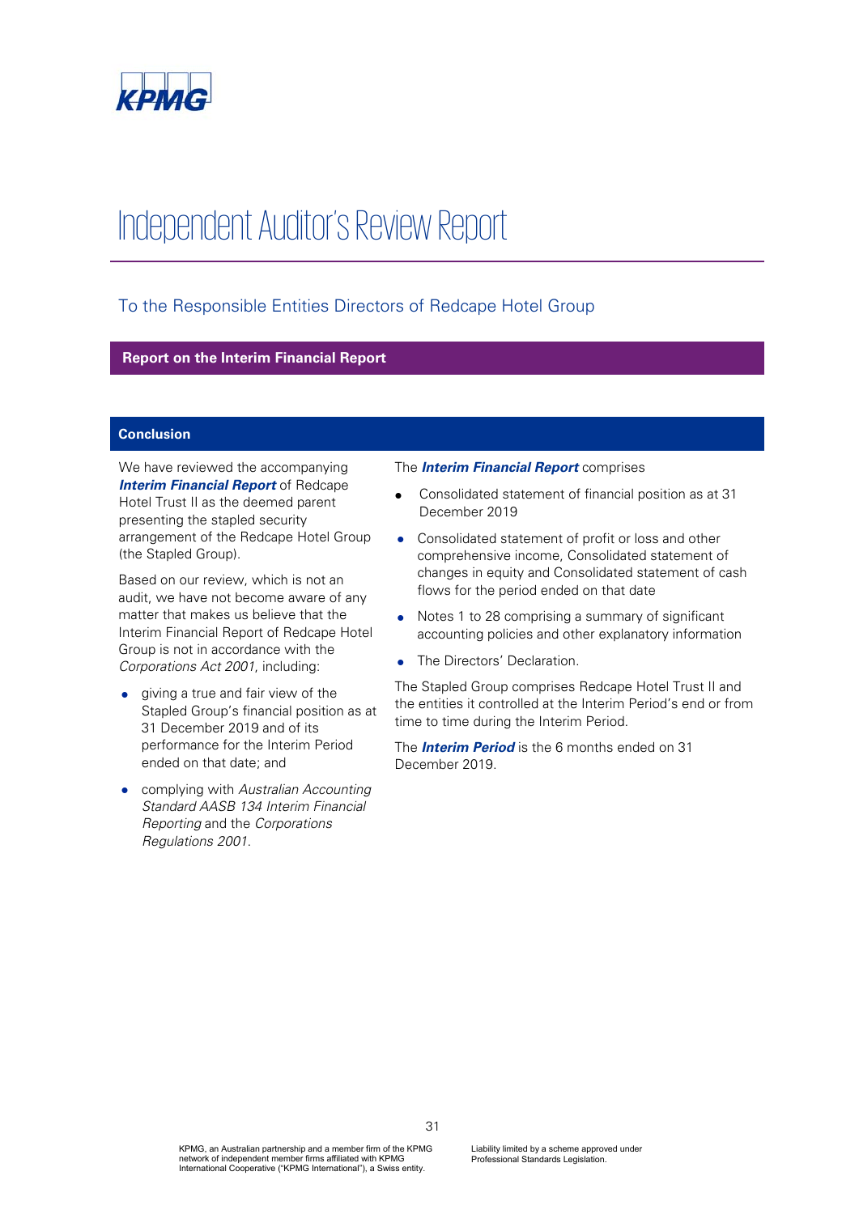KPMG

# Independent Auditor's Review Report

## To the Responsible Entities Directors of Redcape Hotel Group

### Report on the Interim Financial Report

#### Conclusion

We have reviewed the accompanying ***Interim Financial Report*** of Redcape Hotel Trust II as the deemed parent presenting the stapled security arrangement of the Redcape Hotel Group (the Stapled Group).

Based on our review, which is not an audit, we have not become aware of any matter that makes us believe that the Interim Financial Report of Redcape Hotel Group is not in accordance with the *Corporations Act 2001*, including:

- giving a true and fair view of the Stapled Group's financial position as at 31 December 2019 and of its performance for the Interim Period ended on that date; and
- complying with *Australian Accounting Standard AASB 134 Interim Financial Reporting* and the *Corporations Regulations 2001*.

The ***Interim Financial Report*** comprises

- Consolidated statement of financial position as at 31 December 2019
- Consolidated statement of profit or loss and other comprehensive income, Consolidated statement of changes in equity and Consolidated statement of cash flows for the period ended on that date
- Notes 1 to 28 comprising a summary of significant accounting policies and other explanatory information
- The Directors' Declaration.

The Stapled Group comprises Redcape Hotel Trust II and the entities it controlled at the Interim Period's end or from time to time during the Interim Period.

The ***Interim Period*** is the 6 months ended on 31 December 2019.

KPMG, an Australian partnership and a member firm of the KPMG network of independent member firms affiliated with KPMG International Cooperative ("KPMG International"), a Swiss entity.

Liability limited by a scheme approved under Professional Standards Legislation.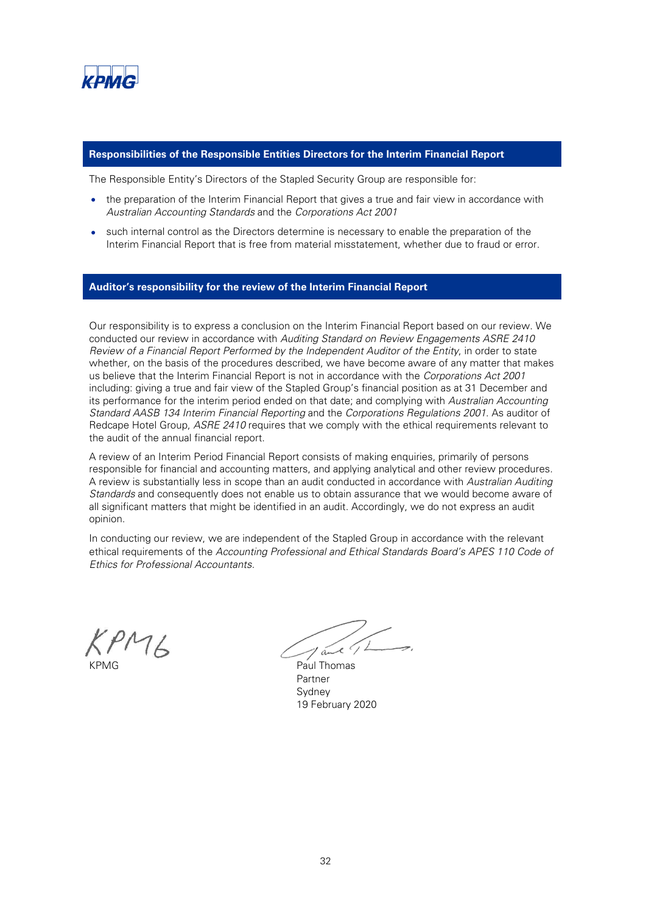## Responsibilities of the Responsible Entities Directors for the Interim Financial Report

The Responsible Entity's Directors of the Stapled Security Group are responsible for:

- the preparation of the Interim Financial Report that gives a true and fair view in accordance with *Australian Accounting Standards* and the *Corporations Act 2001*
- such internal control as the Directors determine is necessary to enable the preparation of the Interim Financial Report that is free from material misstatement, whether due to fraud or error.

## Auditor's responsibility for the review of the Interim Financial Report

Our responsibility is to express a conclusion on the Interim Financial Report based on our review. We conducted our review in accordance with *Auditing Standard on Review Engagements ASRE 2410 Review of a Financial Report Performed by the Independent Auditor of the Entity*, in order to state whether, on the basis of the procedures described, we have become aware of any matter that makes us believe that the Interim Financial Report is not in accordance with the *Corporations Act 2001* including: giving a true and fair view of the Stapled Group's financial position as at 31 December and its performance for the interim period ended on that date; and complying with *Australian Accounting Standard AASB 134 Interim Financial Reporting* and the *Corporations Regulations 2001*. As auditor of Redcape Hotel Group, *ASRE 2410* requires that we comply with the ethical requirements relevant to the audit of the annual financial report.

A review of an Interim Period Financial Report consists of making enquiries, primarily of persons responsible for financial and accounting matters, and applying analytical and other review procedures. A review is substantially less in scope than an audit conducted in accordance with *Australian Auditing Standards* and consequently does not enable us to obtain assurance that we would become aware of all significant matters that might be identified in an audit. Accordingly, we do not express an audit opinion.

In conducting our review, we are independent of the Stapled Group in accordance with the relevant ethical requirements of the *Accounting Professional and Ethical Standards Board's APES 110 Code of Ethics for Professional Accountants.*

KPMG

Paul Thomas
Partner
Sydney
19 February 2020